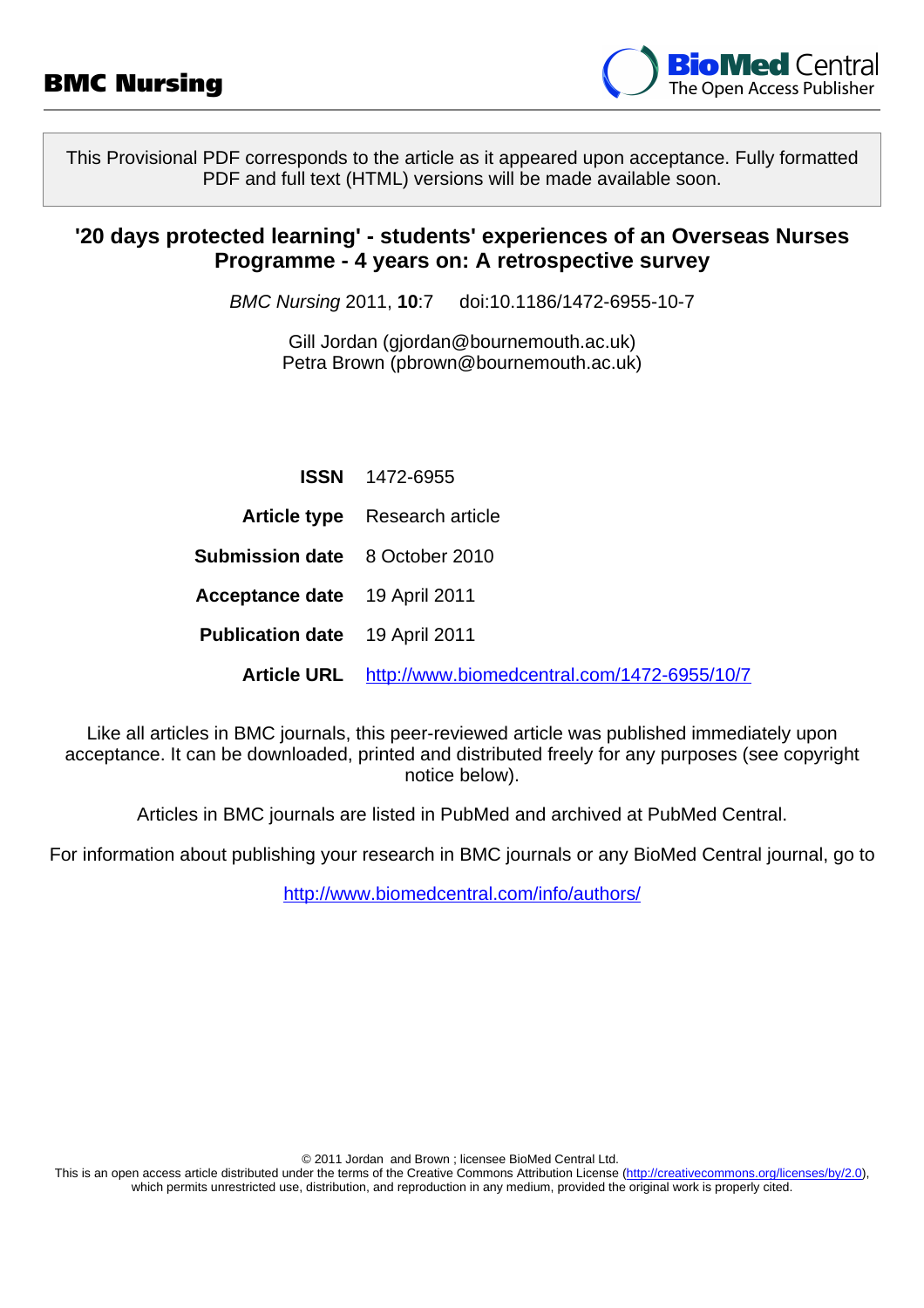BMC Nursing

BioMed Central
The Open Access Publisher

This Provisional PDF corresponds to the article as it appeared upon acceptance. Fully formatted PDF and full text (HTML) versions will be made available soon.

# '20 days protected learning' - students' experiences of an Overseas Nurses Programme - 4 years on: A retrospective survey

*BMC Nursing* 2011, **10**:7 doi:10.1186/1472-6955-10-7

Gill Jordan (gjordan@bournemouth.ac.uk)
Petra Brown (pbrown@bournemouth.ac.uk)

| | |
|---|---|
| **ISSN** | 1472-6955 |
| **Article type** | Research article |
| **Submission date** | 8 October 2010 |
| **Acceptance date** | 19 April 2011 |
| **Publication date** | 19 April 2011 |
| **Article URL** | http://www.biomedcentral.com/1472-6955/10/7 |

Like all articles in BMC journals, this peer-reviewed article was published immediately upon acceptance. It can be downloaded, printed and distributed freely for any purposes (see copyright notice below).

Articles in BMC journals are listed in PubMed and archived at PubMed Central.

For information about publishing your research in BMC journals or any BioMed Central journal, go to

http://www.biomedcentral.com/info/authors/

© 2011 Jordan and Brown ; licensee BioMed Central Ltd.
This is an open access article distributed under the terms of the Creative Commons Attribution License (http://creativecommons.org/licenses/by/2.0), which permits unrestricted use, distribution, and reproduction in any medium, provided the original work is properly cited.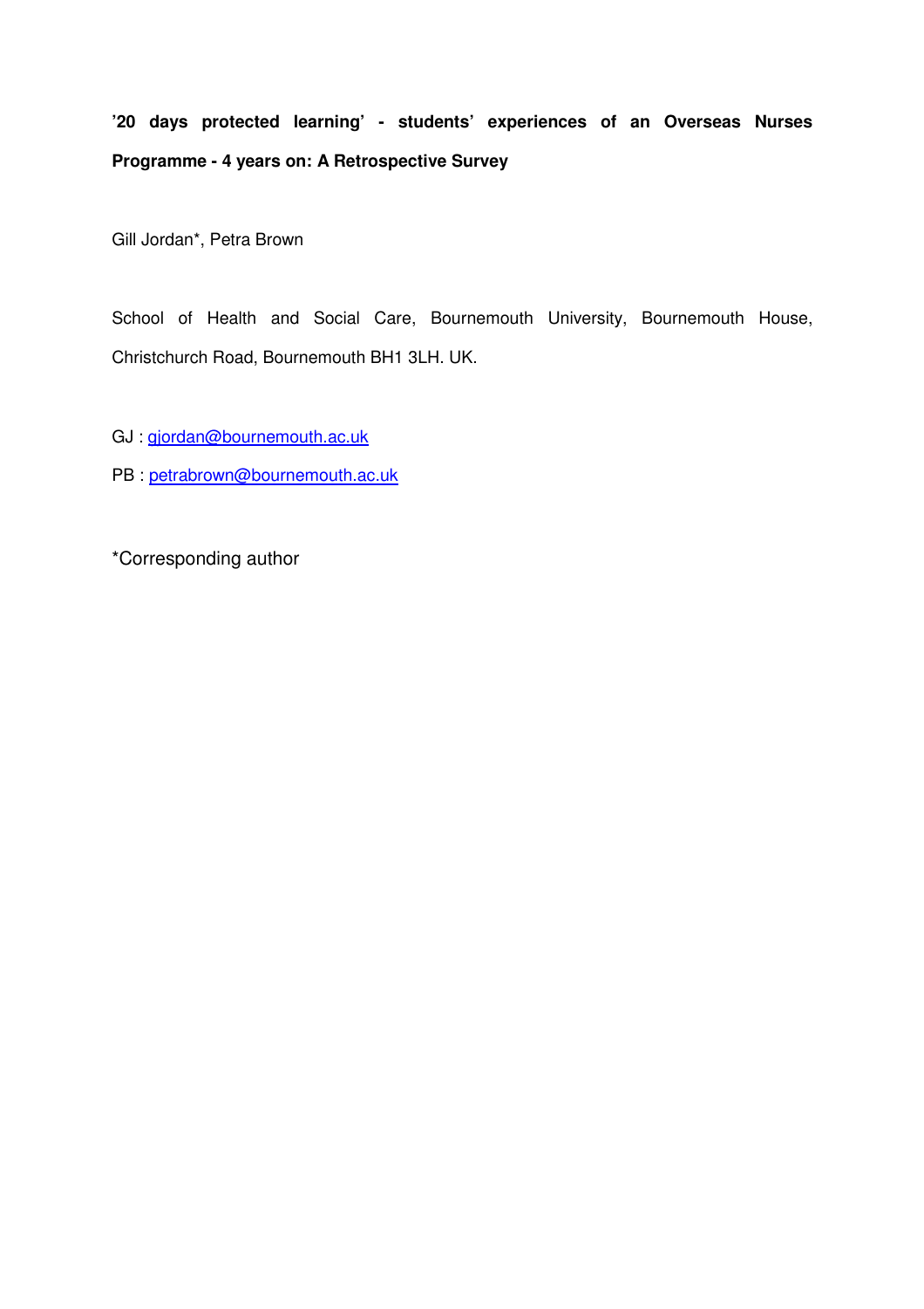**'20 days protected learning' - students' experiences of an Overseas Nurses Programme - 4 years on: A Retrospective Survey**

Gill Jordan*, Petra Brown

School of Health and Social Care, Bournemouth University, Bournemouth House, Christchurch Road, Bournemouth BH1 3LH. UK.

GJ : gjordan@bournemouth.ac.uk

PB : petrabrown@bournemouth.ac.uk

*Corresponding author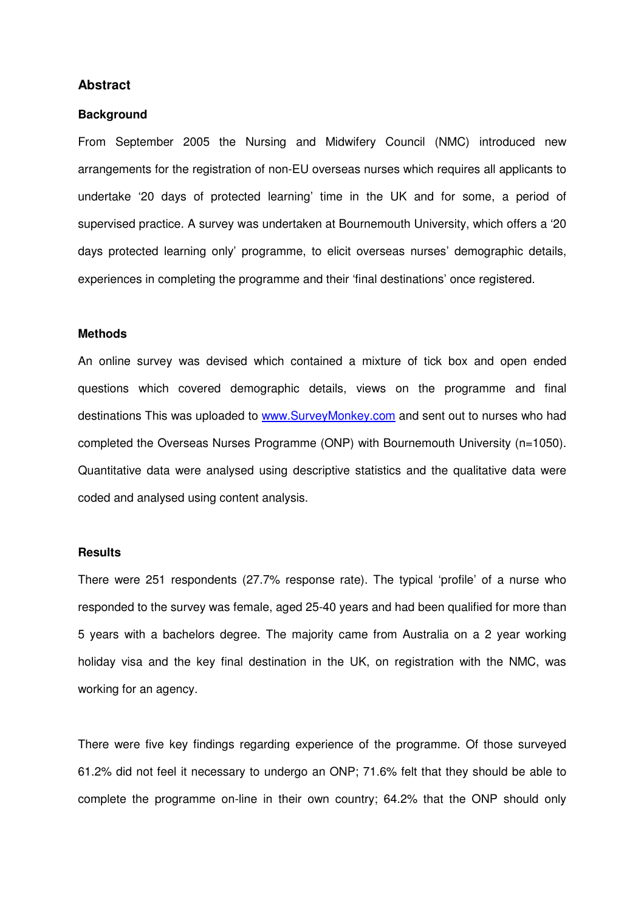## Abstract

### Background

From September 2005 the Nursing and Midwifery Council (NMC) introduced new arrangements for the registration of non-EU overseas nurses which requires all applicants to undertake '20 days of protected learning' time in the UK and for some, a period of supervised practice. A survey was undertaken at Bournemouth University, which offers a '20 days protected learning only' programme, to elicit overseas nurses' demographic details, experiences in completing the programme and their 'final destinations' once registered.

### Methods

An online survey was devised which contained a mixture of tick box and open ended questions which covered demographic details, views on the programme and final destinations This was uploaded to [www.SurveyMonkey.com](www.SurveyMonkey.com) and sent out to nurses who had completed the Overseas Nurses Programme (ONP) with Bournemouth University (n=1050). Quantitative data were analysed using descriptive statistics and the qualitative data were coded and analysed using content analysis.

### Results

There were 251 respondents (27.7% response rate). The typical 'profile' of a nurse who responded to the survey was female, aged 25-40 years and had been qualified for more than 5 years with a bachelors degree. The majority came from Australia on a 2 year working holiday visa and the key final destination in the UK, on registration with the NMC, was working for an agency.

There were five key findings regarding experience of the programme. Of those surveyed 61.2% did not feel it necessary to undergo an ONP; 71.6% felt that they should be able to complete the programme on-line in their own country; 64.2% that the ONP should only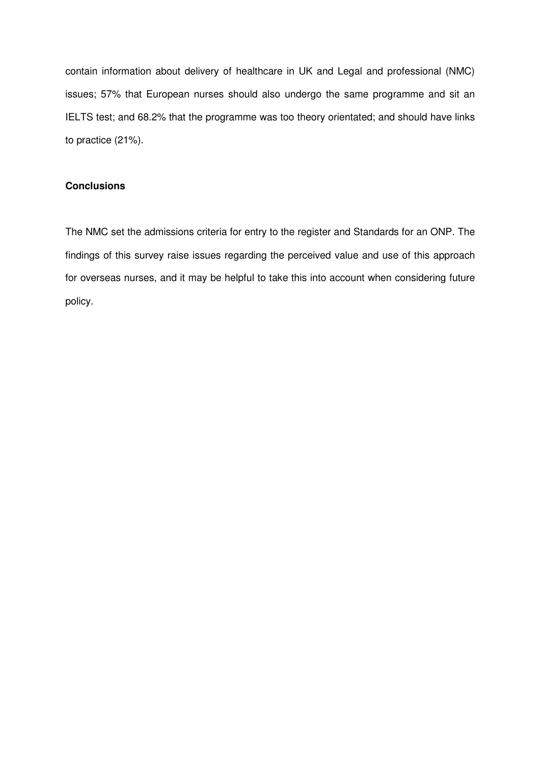contain information about delivery of healthcare in UK and Legal and professional (NMC) issues; 57% that European nurses should also undergo the same programme and sit an IELTS test; and 68.2% that the programme was too theory orientated; and should have links to practice (21%).

**Conclusions**

The NMC set the admissions criteria for entry to the register and Standards for an ONP. The findings of this survey raise issues regarding the perceived value and use of this approach for overseas nurses, and it may be helpful to take this into account when considering future policy.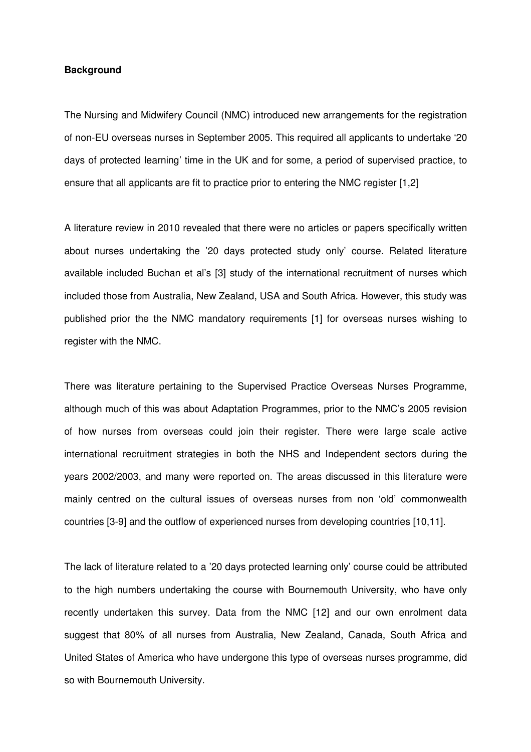**Background**

The Nursing and Midwifery Council (NMC) introduced new arrangements for the registration of non-EU overseas nurses in September 2005. This required all applicants to undertake '20 days of protected learning' time in the UK and for some, a period of supervised practice, to ensure that all applicants are fit to practice prior to entering the NMC register [1,2]

A literature review in 2010 revealed that there were no articles or papers specifically written about nurses undertaking the '20 days protected study only' course. Related literature available included Buchan et al's [3] study of the international recruitment of nurses which included those from Australia, New Zealand, USA and South Africa. However, this study was published prior the the NMC mandatory requirements [1] for overseas nurses wishing to register with the NMC.

There was literature pertaining to the Supervised Practice Overseas Nurses Programme, although much of this was about Adaptation Programmes, prior to the NMC's 2005 revision of how nurses from overseas could join their register. There were large scale active international recruitment strategies in both the NHS and Independent sectors during the years 2002/2003, and many were reported on. The areas discussed in this literature were mainly centred on the cultural issues of overseas nurses from non 'old' commonwealth countries [3-9] and the outflow of experienced nurses from developing countries [10,11].

The lack of literature related to a '20 days protected learning only' course could be attributed to the high numbers undertaking the course with Bournemouth University, who have only recently undertaken this survey. Data from the NMC [12] and our own enrolment data suggest that 80% of all nurses from Australia, New Zealand, Canada, South Africa and United States of America who have undergone this type of overseas nurses programme, did so with Bournemouth University.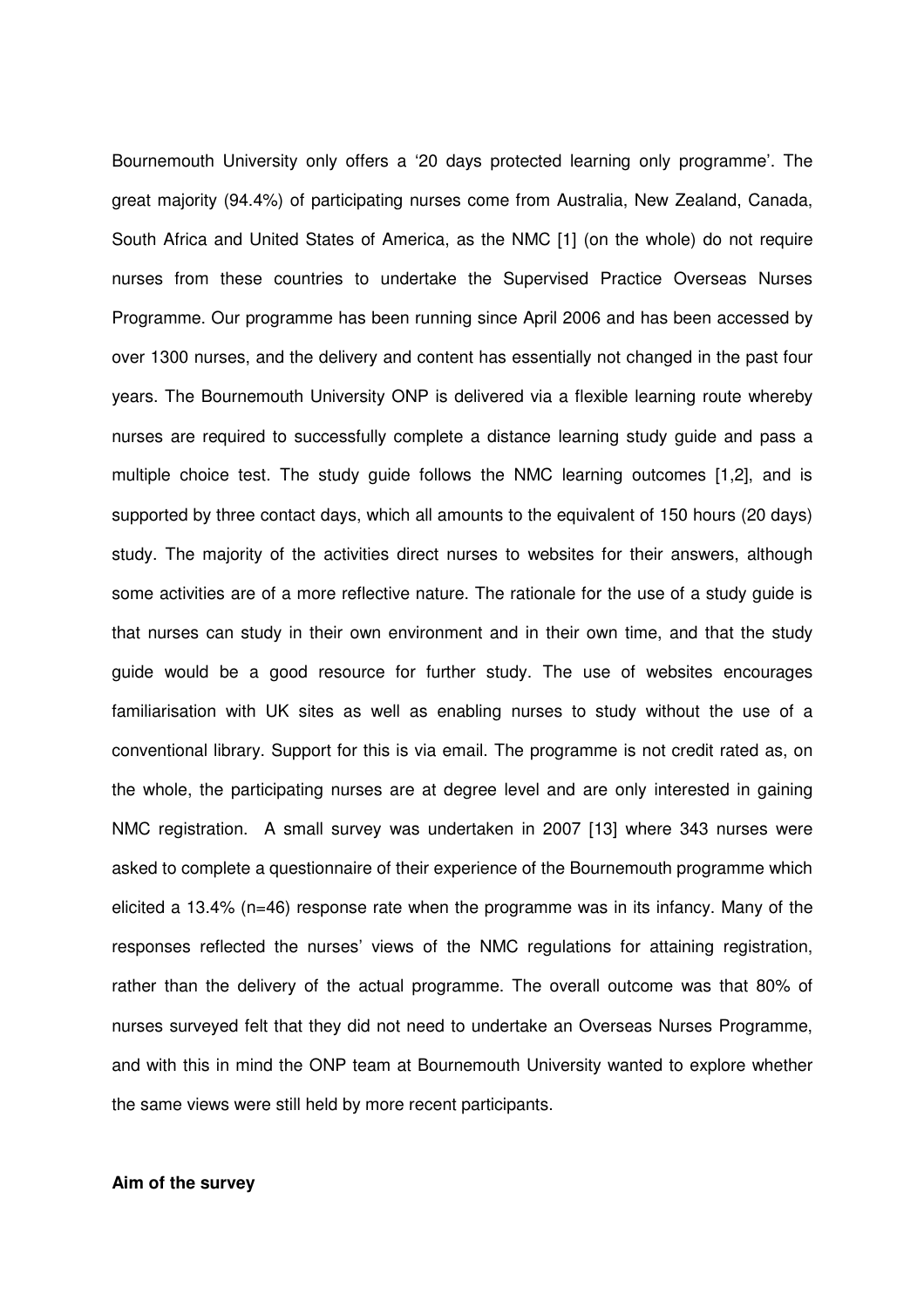Bournemouth University only offers a '20 days protected learning only programme'. The great majority (94.4%) of participating nurses come from Australia, New Zealand, Canada, South Africa and United States of America, as the NMC [1] (on the whole) do not require nurses from these countries to undertake the Supervised Practice Overseas Nurses Programme. Our programme has been running since April 2006 and has been accessed by over 1300 nurses, and the delivery and content has essentially not changed in the past four years. The Bournemouth University ONP is delivered via a flexible learning route whereby nurses are required to successfully complete a distance learning study guide and pass a multiple choice test. The study guide follows the NMC learning outcomes [1,2], and is supported by three contact days, which all amounts to the equivalent of 150 hours (20 days) study. The majority of the activities direct nurses to websites for their answers, although some activities are of a more reflective nature. The rationale for the use of a study guide is that nurses can study in their own environment and in their own time, and that the study guide would be a good resource for further study. The use of websites encourages familiarisation with UK sites as well as enabling nurses to study without the use of a conventional library. Support for this is via email. The programme is not credit rated as, on the whole, the participating nurses are at degree level and are only interested in gaining NMC registration. A small survey was undertaken in 2007 [13] where 343 nurses were asked to complete a questionnaire of their experience of the Bournemouth programme which elicited a 13.4% (n=46) response rate when the programme was in its infancy. Many of the responses reflected the nurses' views of the NMC regulations for attaining registration, rather than the delivery of the actual programme. The overall outcome was that 80% of nurses surveyed felt that they did not need to undertake an Overseas Nurses Programme, and with this in mind the ONP team at Bournemouth University wanted to explore whether the same views were still held by more recent participants.

**Aim of the survey**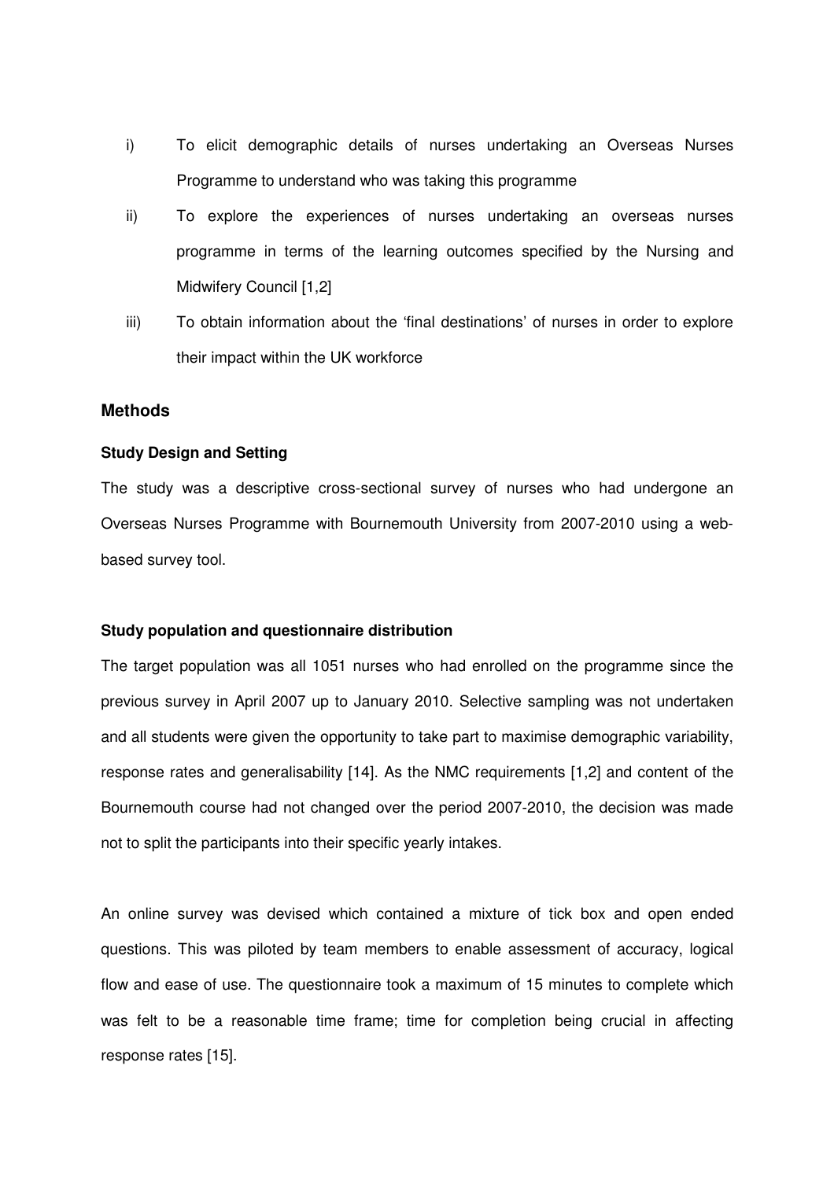i) To elicit demographic details of nurses undertaking an Overseas Nurses Programme to understand who was taking this programme

ii) To explore the experiences of nurses undertaking an overseas nurses programme in terms of the learning outcomes specified by the Nursing and Midwifery Council [1,2]

iii) To obtain information about the 'final destinations' of nurses in order to explore their impact within the UK workforce

## Methods

### Study Design and Setting

The study was a descriptive cross-sectional survey of nurses who had undergone an Overseas Nurses Programme with Bournemouth University from 2007-2010 using a web-based survey tool.

### Study population and questionnaire distribution

The target population was all 1051 nurses who had enrolled on the programme since the previous survey in April 2007 up to January 2010. Selective sampling was not undertaken and all students were given the opportunity to take part to maximise demographic variability, response rates and generalisability [14]. As the NMC requirements [1,2] and content of the Bournemouth course had not changed over the period 2007-2010, the decision was made not to split the participants into their specific yearly intakes.

An online survey was devised which contained a mixture of tick box and open ended questions. This was piloted by team members to enable assessment of accuracy, logical flow and ease of use. The questionnaire took a maximum of 15 minutes to complete which was felt to be a reasonable time frame; time for completion being crucial in affecting response rates [15].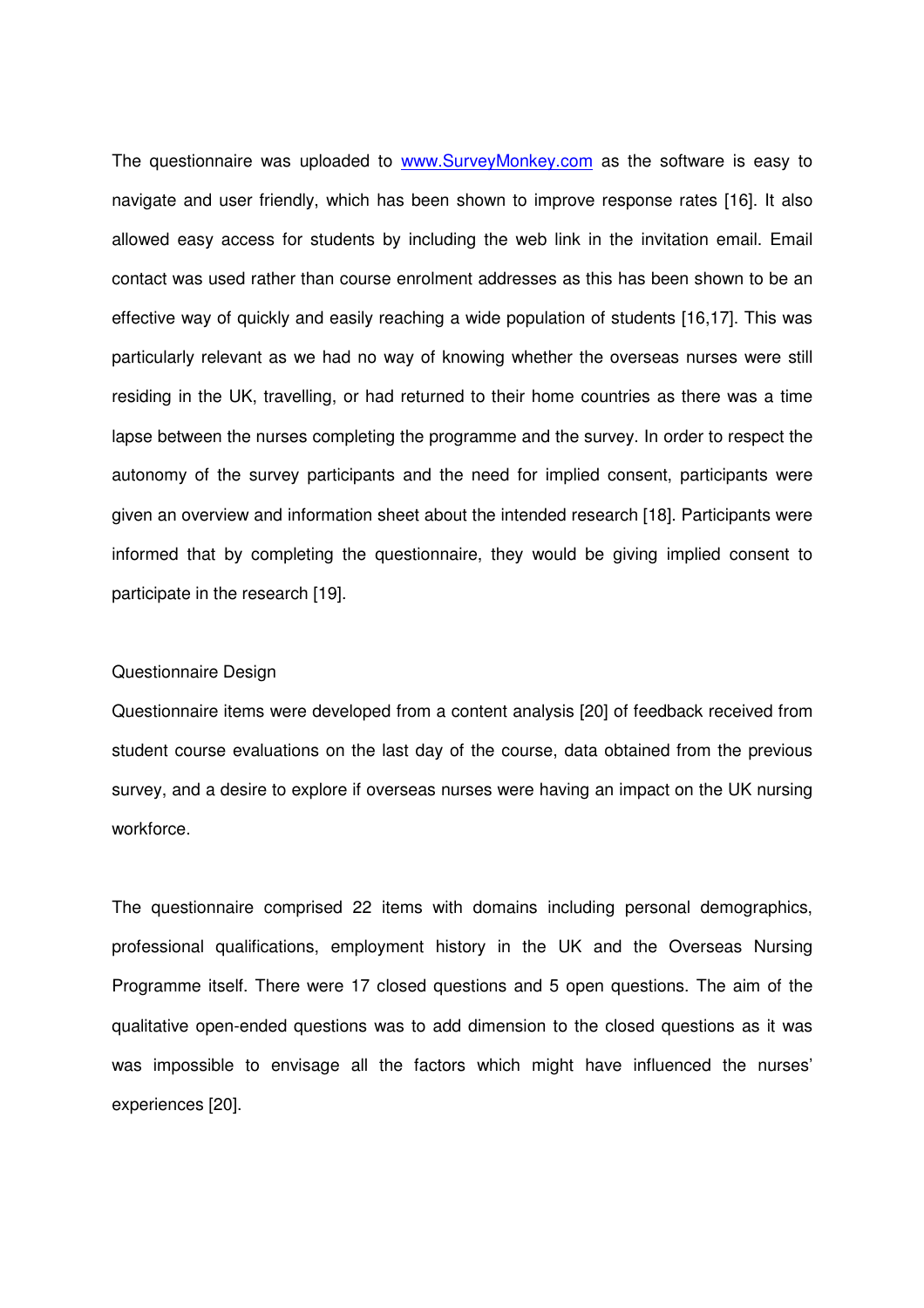The questionnaire was uploaded to www.SurveyMonkey.com as the software is easy to navigate and user friendly, which has been shown to improve response rates [16]. It also allowed easy access for students by including the web link in the invitation email. Email contact was used rather than course enrolment addresses as this has been shown to be an effective way of quickly and easily reaching a wide population of students [16,17]. This was particularly relevant as we had no way of knowing whether the overseas nurses were still residing in the UK, travelling, or had returned to their home countries as there was a time lapse between the nurses completing the programme and the survey. In order to respect the autonomy of the survey participants and the need for implied consent, participants were given an overview and information sheet about the intended research [18]. Participants were informed that by completing the questionnaire, they would be giving implied consent to participate in the research [19].

## Questionnaire Design

Questionnaire items were developed from a content analysis [20] of feedback received from student course evaluations on the last day of the course, data obtained from the previous survey, and a desire to explore if overseas nurses were having an impact on the UK nursing workforce.

The questionnaire comprised 22 items with domains including personal demographics, professional qualifications, employment history in the UK and the Overseas Nursing Programme itself. There were 17 closed questions and 5 open questions. The aim of the qualitative open-ended questions was to add dimension to the closed questions as it was was impossible to envisage all the factors which might have influenced the nurses' experiences [20].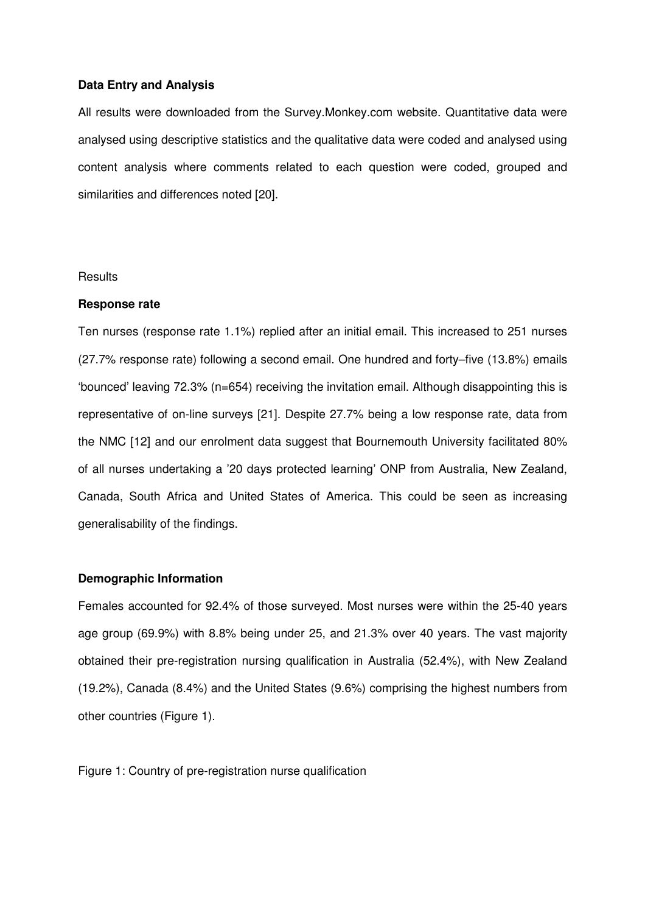**Data Entry and Analysis**

All results were downloaded from the Survey.Monkey.com website. Quantitative data were analysed using descriptive statistics and the qualitative data were coded and analysed using content analysis where comments related to each question were coded, grouped and similarities and differences noted [20].

Results

**Response rate**

Ten nurses (response rate 1.1%) replied after an initial email. This increased to 251 nurses (27.7% response rate) following a second email. One hundred and forty–five (13.8%) emails 'bounced' leaving 72.3% (n=654) receiving the invitation email. Although disappointing this is representative of on-line surveys [21]. Despite 27.7% being a low response rate, data from the NMC [12] and our enrolment data suggest that Bournemouth University facilitated 80% of all nurses undertaking a '20 days protected learning' ONP from Australia, New Zealand, Canada, South Africa and United States of America. This could be seen as increasing generalisability of the findings.

**Demographic Information**

Females accounted for 92.4% of those surveyed. Most nurses were within the 25-40 years age group (69.9%) with 8.8% being under 25, and 21.3% over 40 years. The vast majority obtained their pre-registration nursing qualification in Australia (52.4%), with New Zealand (19.2%), Canada (8.4%) and the United States (9.6%) comprising the highest numbers from other countries (Figure 1).

Figure 1: Country of pre-registration nurse qualification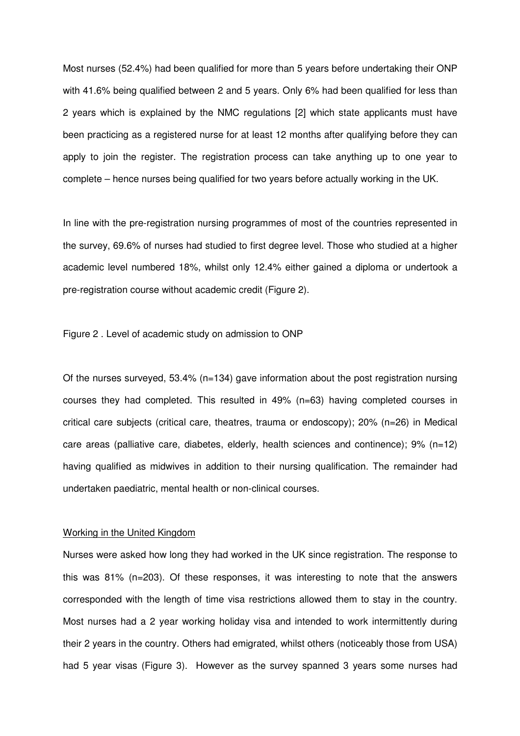Most nurses (52.4%) had been qualified for more than 5 years before undertaking their ONP with 41.6% being qualified between 2 and 5 years. Only 6% had been qualified for less than 2 years which is explained by the NMC regulations [2] which state applicants must have been practicing as a registered nurse for at least 12 months after qualifying before they can apply to join the register. The registration process can take anything up to one year to complete – hence nurses being qualified for two years before actually working in the UK.

In line with the pre-registration nursing programmes of most of the countries represented in the survey, 69.6% of nurses had studied to first degree level. Those who studied at a higher academic level numbered 18%, whilst only 12.4% either gained a diploma or undertook a pre-registration course without academic credit (Figure 2).

Figure 2 . Level of academic study on admission to ONP

Of the nurses surveyed, 53.4% (n=134) gave information about the post registration nursing courses they had completed. This resulted in 49% (n=63) having completed courses in critical care subjects (critical care, theatres, trauma or endoscopy); 20% (n=26) in Medical care areas (palliative care, diabetes, elderly, health sciences and continence); 9% (n=12) having qualified as midwives in addition to their nursing qualification. The remainder had undertaken paediatric, mental health or non-clinical courses.

<u>Working in the United Kingdom</u>

Nurses were asked how long they had worked in the UK since registration. The response to this was 81% (n=203). Of these responses, it was interesting to note that the answers corresponded with the length of time visa restrictions allowed them to stay in the country. Most nurses had a 2 year working holiday visa and intended to work intermittently during their 2 years in the country. Others had emigrated, whilst others (noticeably those from USA) had 5 year visas (Figure 3). However as the survey spanned 3 years some nurses had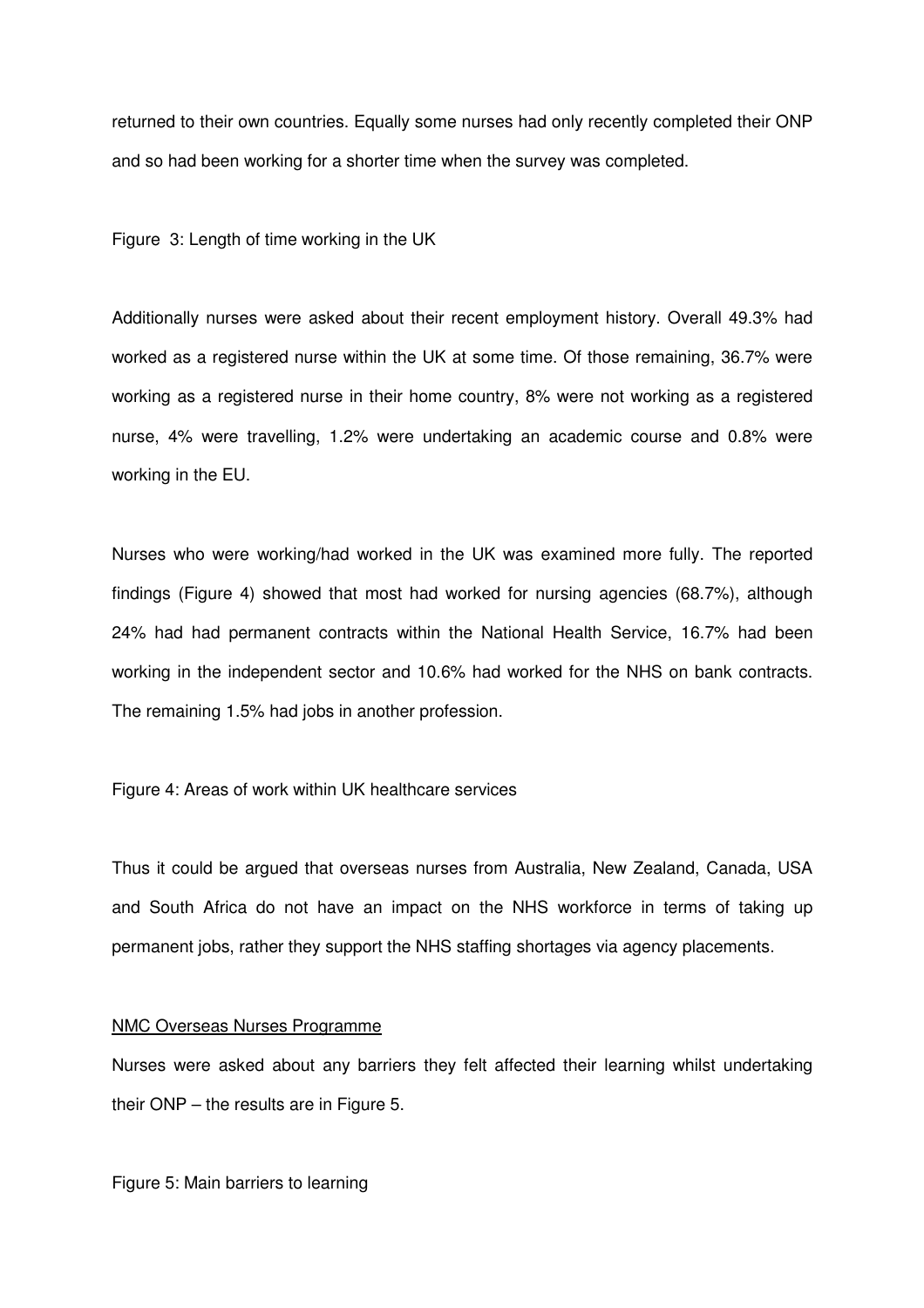returned to their own countries. Equally some nurses had only recently completed their ONP and so had been working for a shorter time when the survey was completed.

Figure 3: Length of time working in the UK

Additionally nurses were asked about their recent employment history. Overall 49.3% had worked as a registered nurse within the UK at some time. Of those remaining, 36.7% were working as a registered nurse in their home country, 8% were not working as a registered nurse, 4% were travelling, 1.2% were undertaking an academic course and 0.8% were working in the EU.

Nurses who were working/had worked in the UK was examined more fully. The reported findings (Figure 4) showed that most had worked for nursing agencies (68.7%), although 24% had had permanent contracts within the National Health Service, 16.7% had been working in the independent sector and 10.6% had worked for the NHS on bank contracts. The remaining 1.5% had jobs in another profession.

Figure 4: Areas of work within UK healthcare services

Thus it could be argued that overseas nurses from Australia, New Zealand, Canada, USA and South Africa do not have an impact on the NHS workforce in terms of taking up permanent jobs, rather they support the NHS staffing shortages via agency placements.

## NMC Overseas Nurses Programme

Nurses were asked about any barriers they felt affected their learning whilst undertaking their ONP – the results are in Figure 5.

Figure 5: Main barriers to learning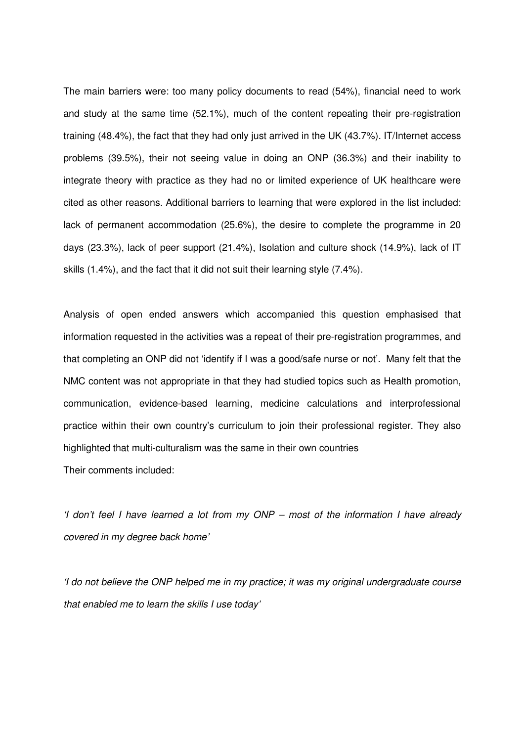The main barriers were: too many policy documents to read (54%), financial need to work and study at the same time (52.1%), much of the content repeating their pre-registration training (48.4%), the fact that they had only just arrived in the UK (43.7%). IT/Internet access problems (39.5%), their not seeing value in doing an ONP (36.3%) and their inability to integrate theory with practice as they had no or limited experience of UK healthcare were cited as other reasons. Additional barriers to learning that were explored in the list included: lack of permanent accommodation (25.6%), the desire to complete the programme in 20 days (23.3%), lack of peer support (21.4%), Isolation and culture shock (14.9%), lack of IT skills (1.4%), and the fact that it did not suit their learning style (7.4%).

Analysis of open ended answers which accompanied this question emphasised that information requested in the activities was a repeat of their pre-registration programmes, and that completing an ONP did not 'identify if I was a good/safe nurse or not'. Many felt that the NMC content was not appropriate in that they had studied topics such as Health promotion, communication, evidence-based learning, medicine calculations and interprofessional practice within their own country's curriculum to join their professional register. They also highlighted that multi-culturalism was the same in their own countries

Their comments included:

*'I don't feel I have learned a lot from my ONP – most of the information I have already covered in my degree back home'*

*'I do not believe the ONP helped me in my practice; it was my original undergraduate course that enabled me to learn the skills I use today'*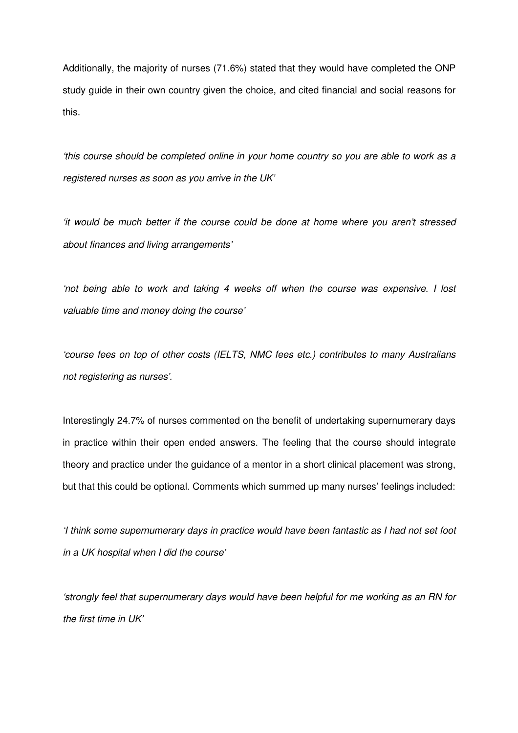Additionally, the majority of nurses (71.6%) stated that they would have completed the ONP study guide in their own country given the choice, and cited financial and social reasons for this.

*'this course should be completed online in your home country so you are able to work as a registered nurses as soon as you arrive in the UK'*

*'it would be much better if the course could be done at home where you aren't stressed about finances and living arrangements'*

*'not being able to work and taking 4 weeks off when the course was expensive. I lost valuable time and money doing the course'*

*'course fees on top of other costs (IELTS, NMC fees etc.) contributes to many Australians not registering as nurses'.*

Interestingly 24.7% of nurses commented on the benefit of undertaking supernumerary days in practice within their open ended answers. The feeling that the course should integrate theory and practice under the guidance of a mentor in a short clinical placement was strong, but that this could be optional. Comments which summed up many nurses' feelings included:

*'I think some supernumerary days in practice would have been fantastic as I had not set foot in a UK hospital when I did the course'*

*'strongly feel that supernumerary days would have been helpful for me working as an RN for the first time in UK'*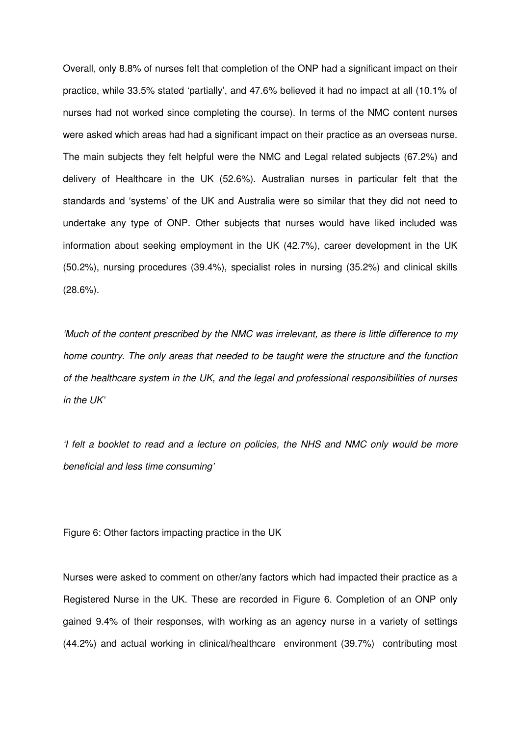Overall, only 8.8% of nurses felt that completion of the ONP had a significant impact on their practice, while 33.5% stated 'partially', and 47.6% believed it had no impact at all (10.1% of nurses had not worked since completing the course). In terms of the NMC content nurses were asked which areas had had a significant impact on their practice as an overseas nurse. The main subjects they felt helpful were the NMC and Legal related subjects (67.2%) and delivery of Healthcare in the UK (52.6%). Australian nurses in particular felt that the standards and 'systems' of the UK and Australia were so similar that they did not need to undertake any type of ONP. Other subjects that nurses would have liked included was information about seeking employment in the UK (42.7%), career development in the UK (50.2%), nursing procedures (39.4%), specialist roles in nursing (35.2%) and clinical skills (28.6%).

*'Much of the content prescribed by the NMC was irrelevant, as there is little difference to my home country. The only areas that needed to be taught were the structure and the function of the healthcare system in the UK, and the legal and professional responsibilities of nurses in the UK'*

*'I felt a booklet to read and a lecture on policies, the NHS and NMC only would be more beneficial and less time consuming'*

Figure 6: Other factors impacting practice in the UK

Nurses were asked to comment on other/any factors which had impacted their practice as a Registered Nurse in the UK. These are recorded in Figure 6. Completion of an ONP only gained 9.4% of their responses, with working as an agency nurse in a variety of settings (44.2%) and actual working in clinical/healthcare environment (39.7%) contributing most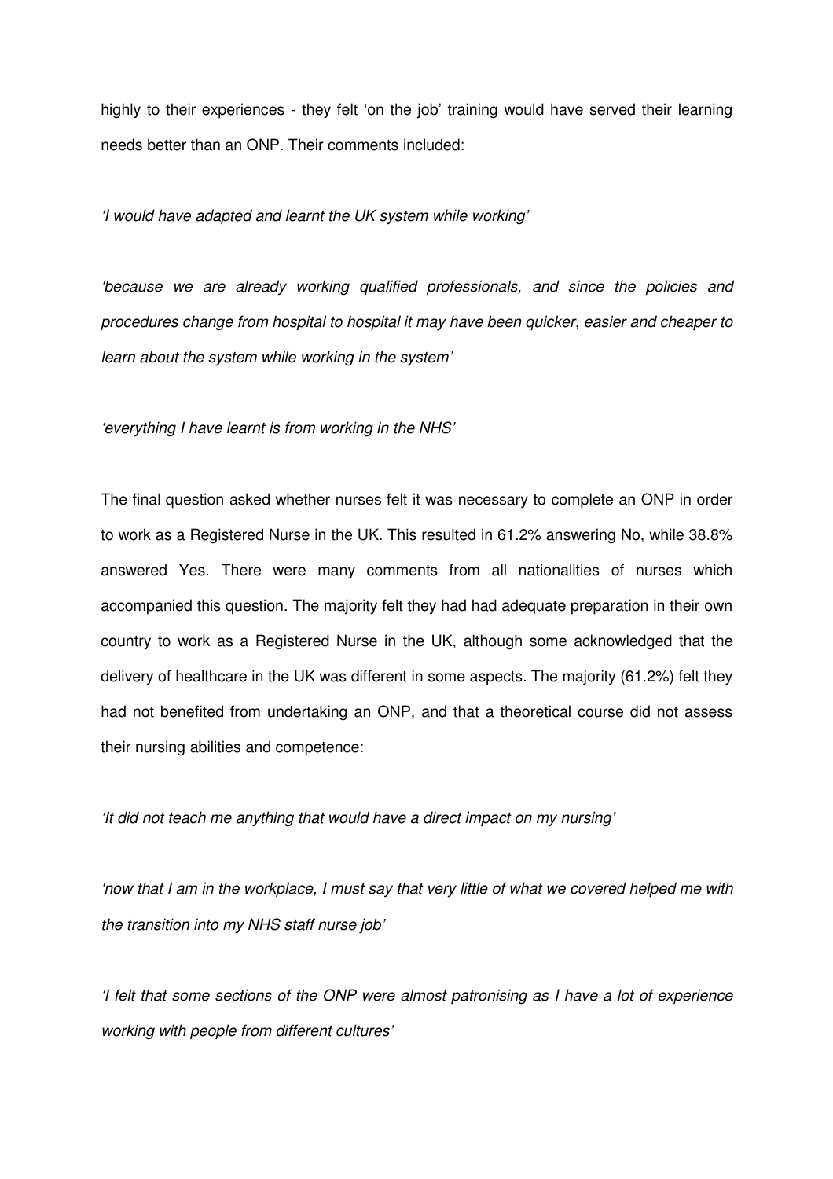highly to their experiences - they felt 'on the job' training would have served their learning needs better than an ONP. Their comments included:

*'I would have adapted and learnt the UK system while working'*

*'because we are already working qualified professionals, and since the policies and procedures change from hospital to hospital it may have been quicker, easier and cheaper to learn about the system while working in the system'*

*'everything I have learnt is from working in the NHS'*

The final question asked whether nurses felt it was necessary to complete an ONP in order to work as a Registered Nurse in the UK. This resulted in 61.2% answering No, while 38.8% answered Yes. There were many comments from all nationalities of nurses which accompanied this question. The majority felt they had had adequate preparation in their own country to work as a Registered Nurse in the UK, although some acknowledged that the delivery of healthcare in the UK was different in some aspects. The majority (61.2%) felt they had not benefited from undertaking an ONP, and that a theoretical course did not assess their nursing abilities and competence:

*'It did not teach me anything that would have a direct impact on my nursing'*

*'now that I am in the workplace, I must say that very little of what we covered helped me with the transition into my NHS staff nurse job'*

*'I felt that some sections of the ONP were almost patronising as I have a lot of experience working with people from different cultures'*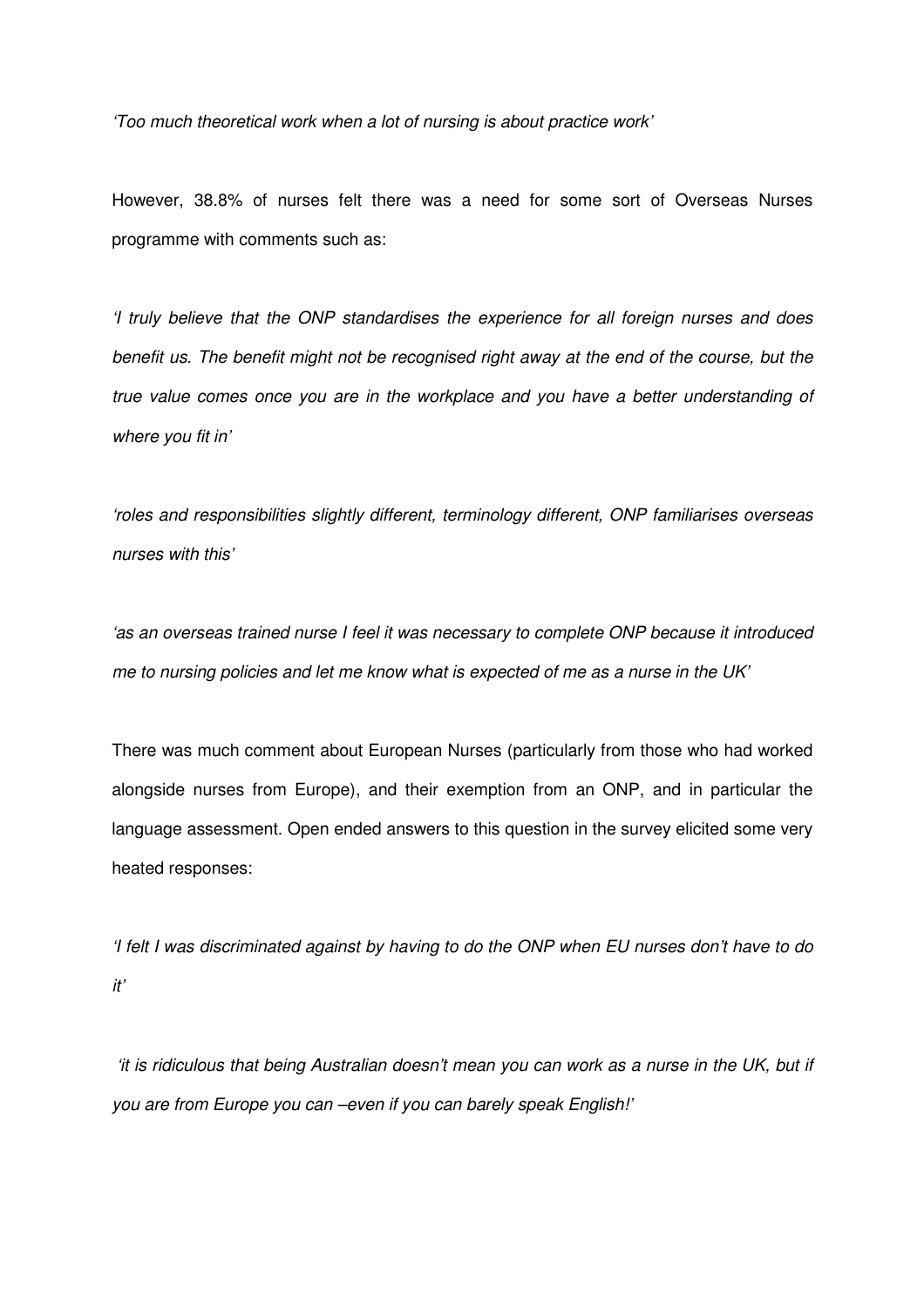*'Too much theoretical work when a lot of nursing is about practice work'*

However, 38.8% of nurses felt there was a need for some sort of Overseas Nurses programme with comments such as:

*'I truly believe that the ONP standardises the experience for all foreign nurses and does benefit us. The benefit might not be recognised right away at the end of the course, but the true value comes once you are in the workplace and you have a better understanding of where you fit in'*

*'roles and responsibilities slightly different, terminology different, ONP familiarises overseas nurses with this'*

*'as an overseas trained nurse I feel it was necessary to complete ONP because it introduced me to nursing policies and let me know what is expected of me as a nurse in the UK'*

There was much comment about European Nurses (particularly from those who had worked alongside nurses from Europe), and their exemption from an ONP, and in particular the language assessment. Open ended answers to this question in the survey elicited some very heated responses:

*'I felt I was discriminated against by having to do the ONP when EU nurses don't have to do it'*

*'it is ridiculous that being Australian doesn't mean you can work as a nurse in the UK, but if you are from Europe you can –even if you can barely speak English!'*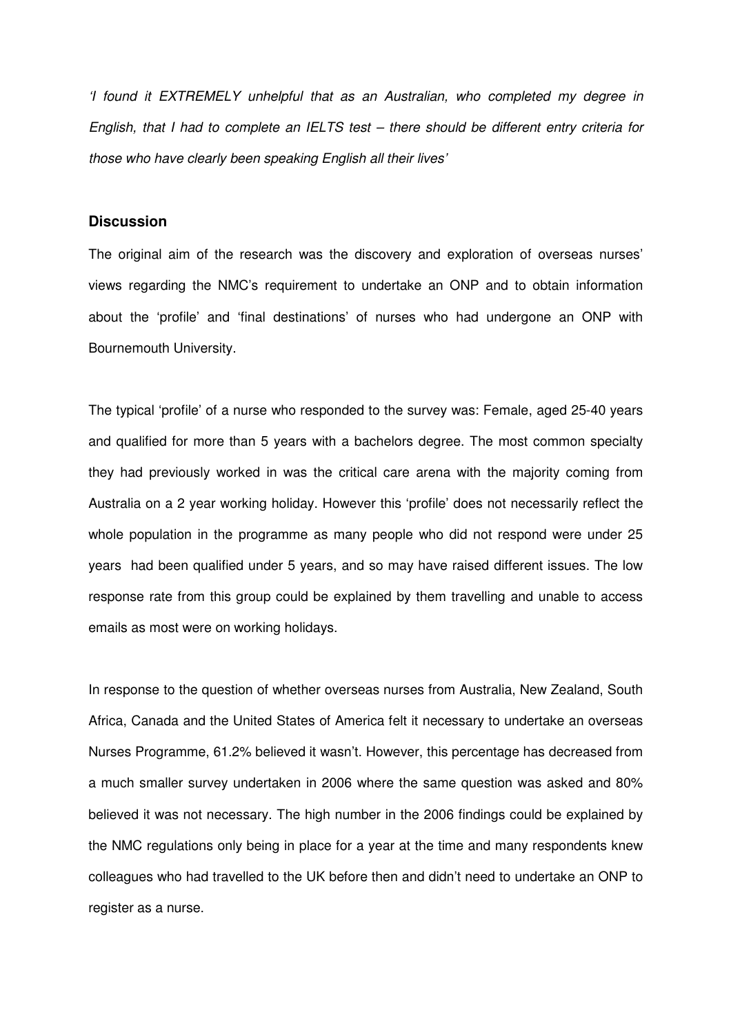*'I found it EXTREMELY unhelpful that as an Australian, who completed my degree in English, that I had to complete an IELTS test – there should be different entry criteria for those who have clearly been speaking English all their lives'*

## Discussion

The original aim of the research was the discovery and exploration of overseas nurses' views regarding the NMC's requirement to undertake an ONP and to obtain information about the 'profile' and 'final destinations' of nurses who had undergone an ONP with Bournemouth University.

The typical 'profile' of a nurse who responded to the survey was: Female, aged 25-40 years and qualified for more than 5 years with a bachelors degree. The most common specialty they had previously worked in was the critical care arena with the majority coming from Australia on a 2 year working holiday. However this 'profile' does not necessarily reflect the whole population in the programme as many people who did not respond were under 25 years had been qualified under 5 years, and so may have raised different issues. The low response rate from this group could be explained by them travelling and unable to access emails as most were on working holidays.

In response to the question of whether overseas nurses from Australia, New Zealand, South Africa, Canada and the United States of America felt it necessary to undertake an overseas Nurses Programme, 61.2% believed it wasn't. However, this percentage has decreased from a much smaller survey undertaken in 2006 where the same question was asked and 80% believed it was not necessary. The high number in the 2006 findings could be explained by the NMC regulations only being in place for a year at the time and many respondents knew colleagues who had travelled to the UK before then and didn't need to undertake an ONP to register as a nurse.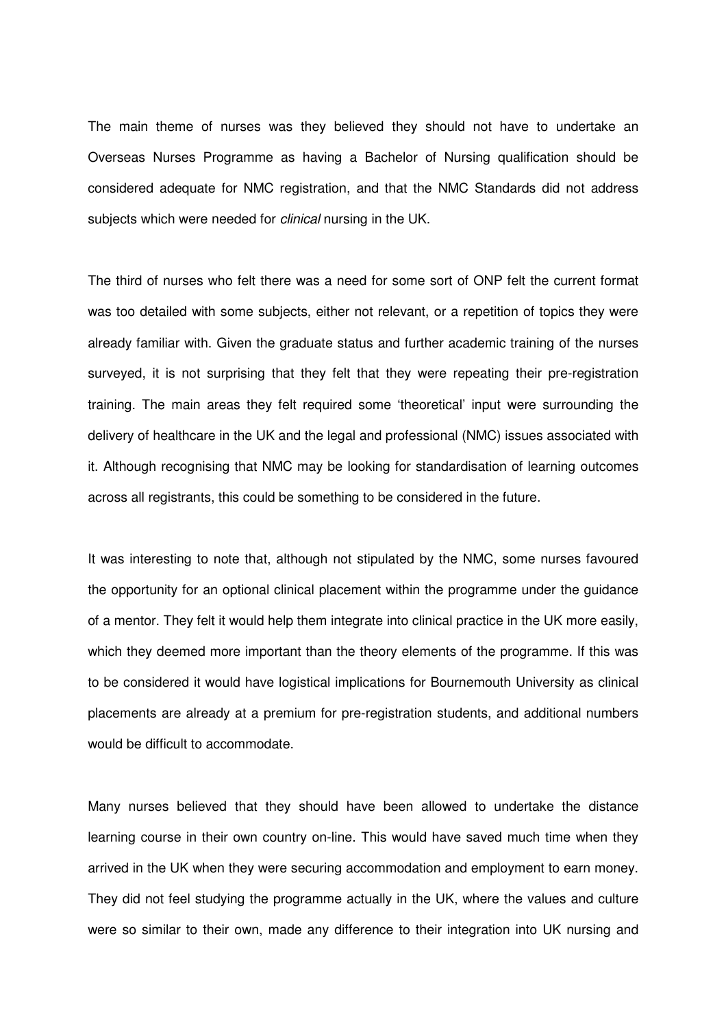The main theme of nurses was they believed they should not have to undertake an Overseas Nurses Programme as having a Bachelor of Nursing qualification should be considered adequate for NMC registration, and that the NMC Standards did not address subjects which were needed for *clinical* nursing in the UK.

The third of nurses who felt there was a need for some sort of ONP felt the current format was too detailed with some subjects, either not relevant, or a repetition of topics they were already familiar with. Given the graduate status and further academic training of the nurses surveyed, it is not surprising that they felt that they were repeating their pre-registration training. The main areas they felt required some 'theoretical' input were surrounding the delivery of healthcare in the UK and the legal and professional (NMC) issues associated with it. Although recognising that NMC may be looking for standardisation of learning outcomes across all registrants, this could be something to be considered in the future.

It was interesting to note that, although not stipulated by the NMC, some nurses favoured the opportunity for an optional clinical placement within the programme under the guidance of a mentor. They felt it would help them integrate into clinical practice in the UK more easily, which they deemed more important than the theory elements of the programme. If this was to be considered it would have logistical implications for Bournemouth University as clinical placements are already at a premium for pre-registration students, and additional numbers would be difficult to accommodate.

Many nurses believed that they should have been allowed to undertake the distance learning course in their own country on-line. This would have saved much time when they arrived in the UK when they were securing accommodation and employment to earn money. They did not feel studying the programme actually in the UK, where the values and culture were so similar to their own, made any difference to their integration into UK nursing and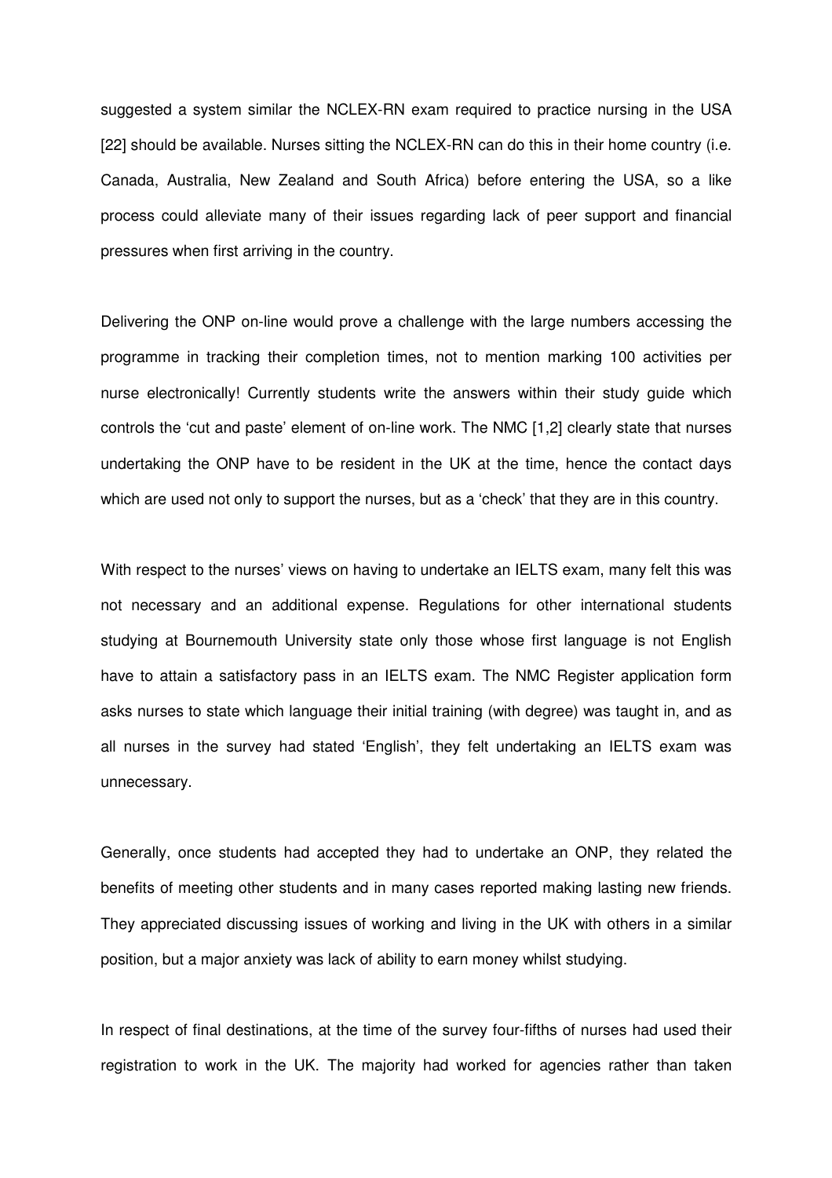suggested a system similar the NCLEX-RN exam required to practice nursing in the USA [22] should be available. Nurses sitting the NCLEX-RN can do this in their home country (i.e. Canada, Australia, New Zealand and South Africa) before entering the USA, so a like process could alleviate many of their issues regarding lack of peer support and financial pressures when first arriving in the country.

Delivering the ONP on-line would prove a challenge with the large numbers accessing the programme in tracking their completion times, not to mention marking 100 activities per nurse electronically! Currently students write the answers within their study guide which controls the 'cut and paste' element of on-line work. The NMC [1,2] clearly state that nurses undertaking the ONP have to be resident in the UK at the time, hence the contact days which are used not only to support the nurses, but as a 'check' that they are in this country.

With respect to the nurses' views on having to undertake an IELTS exam, many felt this was not necessary and an additional expense. Regulations for other international students studying at Bournemouth University state only those whose first language is not English have to attain a satisfactory pass in an IELTS exam. The NMC Register application form asks nurses to state which language their initial training (with degree) was taught in, and as all nurses in the survey had stated 'English', they felt undertaking an IELTS exam was unnecessary.

Generally, once students had accepted they had to undertake an ONP, they related the benefits of meeting other students and in many cases reported making lasting new friends. They appreciated discussing issues of working and living in the UK with others in a similar position, but a major anxiety was lack of ability to earn money whilst studying.

In respect of final destinations, at the time of the survey four-fifths of nurses had used their registration to work in the UK. The majority had worked for agencies rather than taken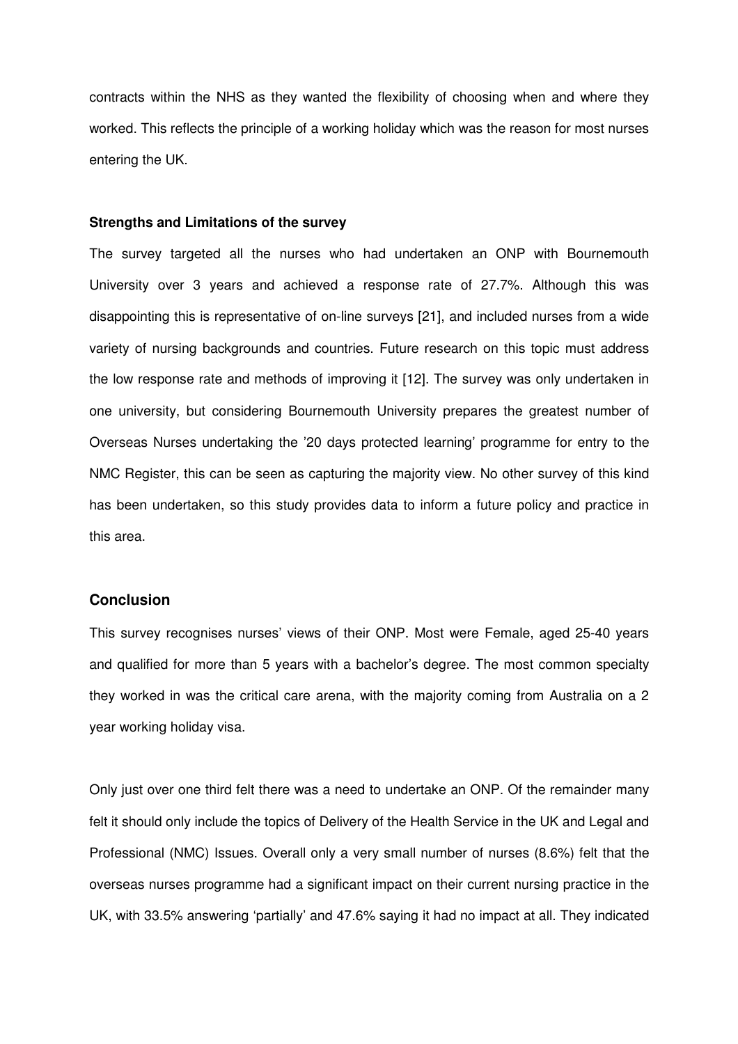contracts within the NHS as they wanted the flexibility of choosing when and where they worked. This reflects the principle of a working holiday which was the reason for most nurses entering the UK.

#### Strengths and Limitations of the survey

The survey targeted all the nurses who had undertaken an ONP with Bournemouth University over 3 years and achieved a response rate of 27.7%. Although this was disappointing this is representative of on-line surveys [21], and included nurses from a wide variety of nursing backgrounds and countries. Future research on this topic must address the low response rate and methods of improving it [12]. The survey was only undertaken in one university, but considering Bournemouth University prepares the greatest number of Overseas Nurses undertaking the '20 days protected learning' programme for entry to the NMC Register, this can be seen as capturing the majority view. No other survey of this kind has been undertaken, so this study provides data to inform a future policy and practice in this area.

### Conclusion

This survey recognises nurses' views of their ONP. Most were Female, aged 25-40 years and qualified for more than 5 years with a bachelor's degree. The most common specialty they worked in was the critical care arena, with the majority coming from Australia on a 2 year working holiday visa.

Only just over one third felt there was a need to undertake an ONP. Of the remainder many felt it should only include the topics of Delivery of the Health Service in the UK and Legal and Professional (NMC) Issues. Overall only a very small number of nurses (8.6%) felt that the overseas nurses programme had a significant impact on their current nursing practice in the UK, with 33.5% answering 'partially' and 47.6% saying it had no impact at all. They indicated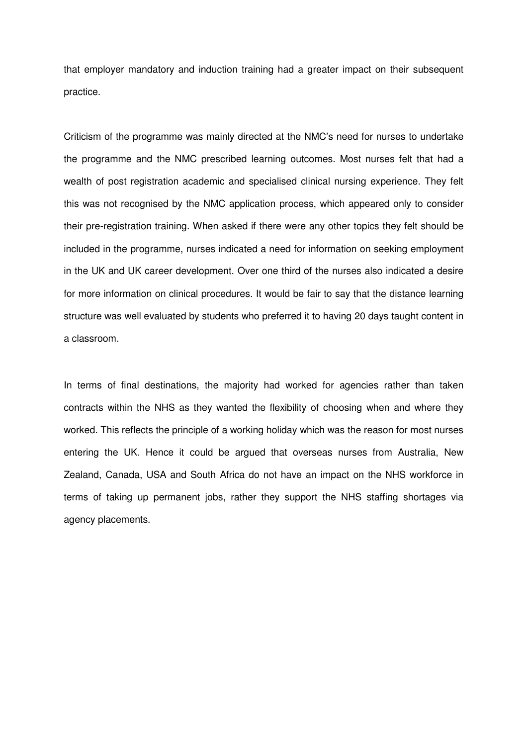that employer mandatory and induction training had a greater impact on their subsequent practice.

Criticism of the programme was mainly directed at the NMC's need for nurses to undertake the programme and the NMC prescribed learning outcomes. Most nurses felt that had a wealth of post registration academic and specialised clinical nursing experience. They felt this was not recognised by the NMC application process, which appeared only to consider their pre-registration training. When asked if there were any other topics they felt should be included in the programme, nurses indicated a need for information on seeking employment in the UK and UK career development. Over one third of the nurses also indicated a desire for more information on clinical procedures. It would be fair to say that the distance learning structure was well evaluated by students who preferred it to having 20 days taught content in a classroom.

In terms of final destinations, the majority had worked for agencies rather than taken contracts within the NHS as they wanted the flexibility of choosing when and where they worked. This reflects the principle of a working holiday which was the reason for most nurses entering the UK. Hence it could be argued that overseas nurses from Australia, New Zealand, Canada, USA and South Africa do not have an impact on the NHS workforce in terms of taking up permanent jobs, rather they support the NHS staffing shortages via agency placements.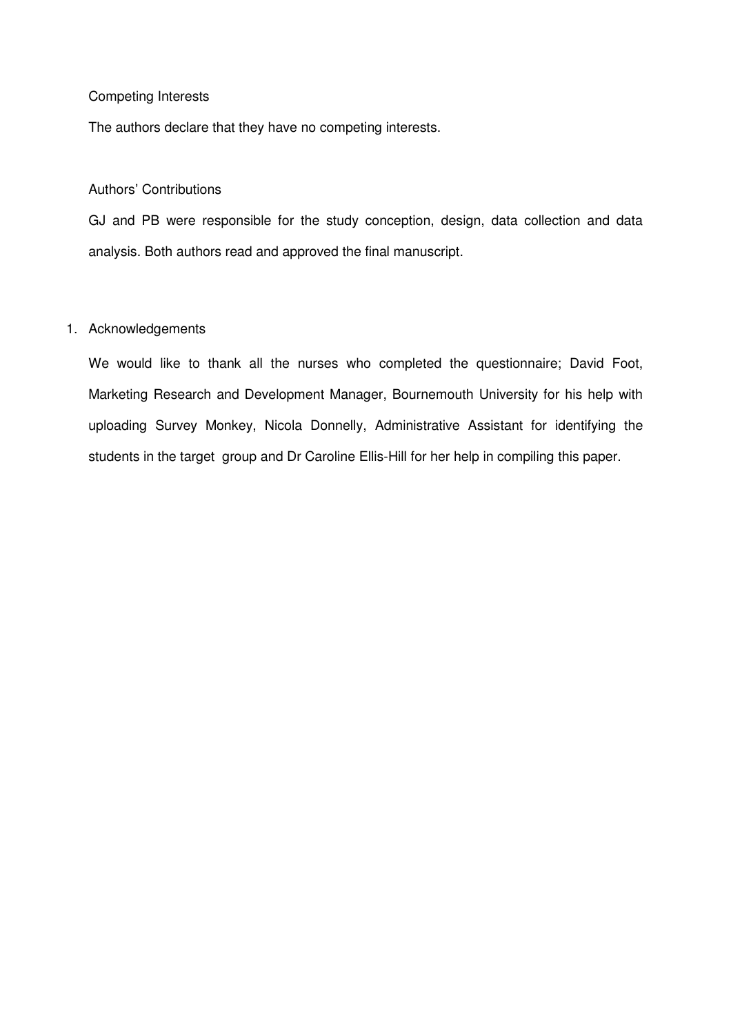## Competing Interests

The authors declare that they have no competing interests.

## Authors' Contributions

GJ and PB were responsible for the study conception, design, data collection and data analysis. Both authors read and approved the final manuscript.

## 1. Acknowledgements

We would like to thank all the nurses who completed the questionnaire; David Foot, Marketing Research and Development Manager, Bournemouth University for his help with uploading Survey Monkey, Nicola Donnelly, Administrative Assistant for identifying the students in the target group and Dr Caroline Ellis-Hill for her help in compiling this paper.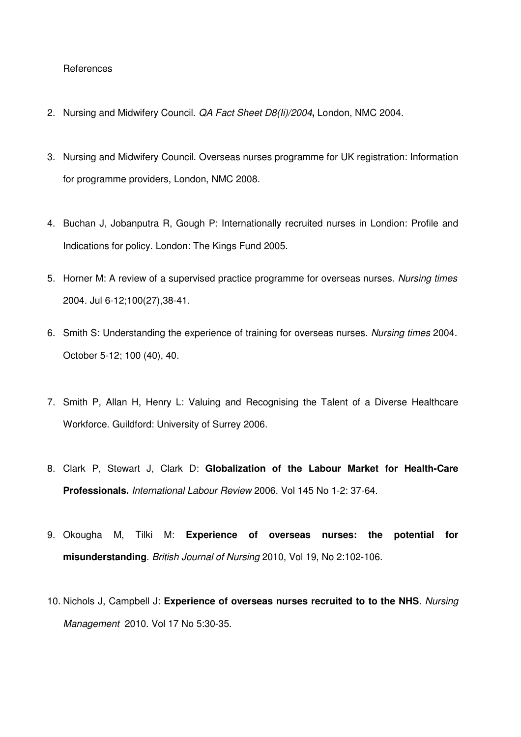References

2. Nursing and Midwifery Council. *QA Fact Sheet D8(Ii)/2004***,** London, NMC 2004.

3. Nursing and Midwifery Council. Overseas nurses programme for UK registration: Information for programme providers, London, NMC 2008.

4. Buchan J, Jobanputra R, Gough P: Internationally recruited nurses in Londion: Profile and Indications for policy. London: The Kings Fund 2005.

5. Horner M: A review of a supervised practice programme for overseas nurses. *Nursing times* 2004. Jul 6-12;100(27),38-41.

6. Smith S: Understanding the experience of training for overseas nurses. *Nursing times* 2004. October 5-12; 100 (40), 40.

7. Smith P, Allan H, Henry L: Valuing and Recognising the Talent of a Diverse Healthcare Workforce. Guildford: University of Surrey 2006.

8. Clark P, Stewart J, Clark D: **Globalization of the Labour Market for Health-Care Professionals.** *International Labour Review* 2006. Vol 145 No 1-2: 37-64.

9. Okougha M, Tilki M: **Experience of overseas nurses: the potential for misunderstanding**. *British Journal of Nursing* 2010, Vol 19, No 2:102-106.

10. Nichols J, Campbell J: **Experience of overseas nurses recruited to to the NHS**. *Nursing Management* 2010. Vol 17 No 5:30-35.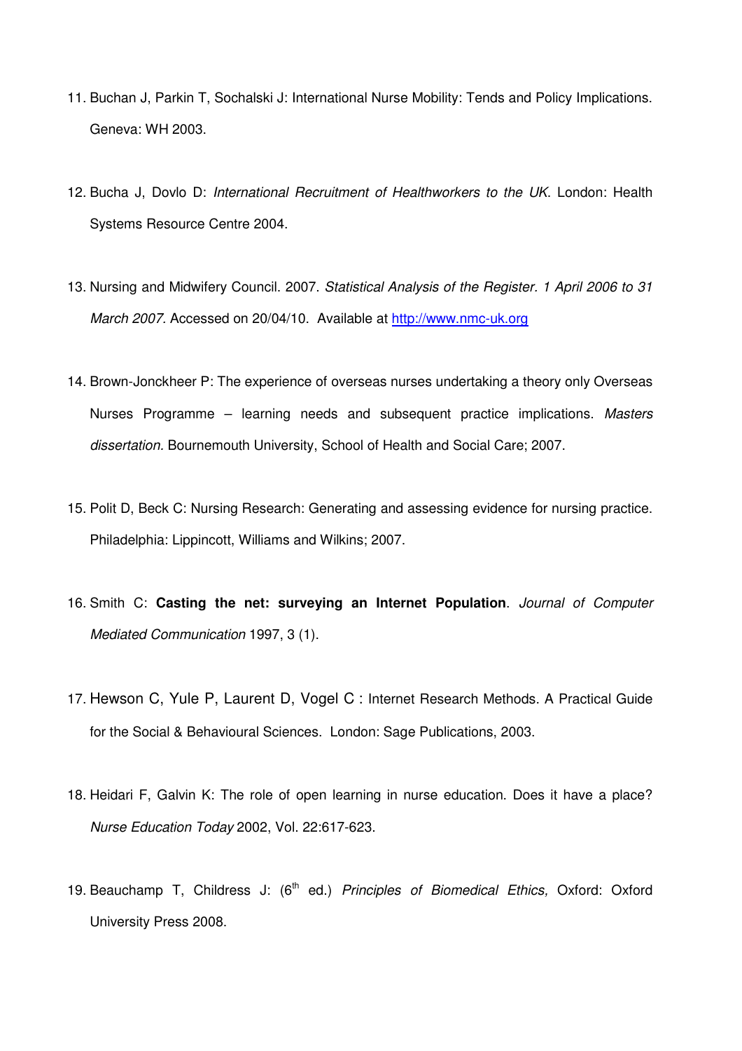11. Buchan J, Parkin T, Sochalski J: International Nurse Mobility: Tends and Policy Implications. Geneva: WH 2003.

12. Bucha J, Dovlo D: *International Recruitment of Healthworkers to the UK*. London: Health Systems Resource Centre 2004.

13. Nursing and Midwifery Council. 2007. *Statistical Analysis of the Register. 1 April 2006 to 31 March 2007*. Accessed on 20/04/10. Available at http://www.nmc-uk.org

14. Brown-Jonckheer P: The experience of overseas nurses undertaking a theory only Overseas Nurses Programme – learning needs and subsequent practice implications. *Masters dissertation.* Bournemouth University, School of Health and Social Care; 2007.

15. Polit D, Beck C: Nursing Research: Generating and assessing evidence for nursing practice. Philadelphia: Lippincott, Williams and Wilkins; 2007.

16. Smith C: **Casting the net: surveying an Internet Population**. *Journal of Computer Mediated Communication* 1997, 3 (1).

17. Hewson C, Yule P, Laurent D, Vogel C : Internet Research Methods. A Practical Guide for the Social & Behavioural Sciences. London: Sage Publications, 2003.

18. Heidari F, Galvin K: The role of open learning in nurse education. Does it have a place? *Nurse Education Today* 2002, Vol. 22:617-623.

19. Beauchamp T, Childress J: (6th ed.) *Principles of Biomedical Ethics,* Oxford: Oxford University Press 2008.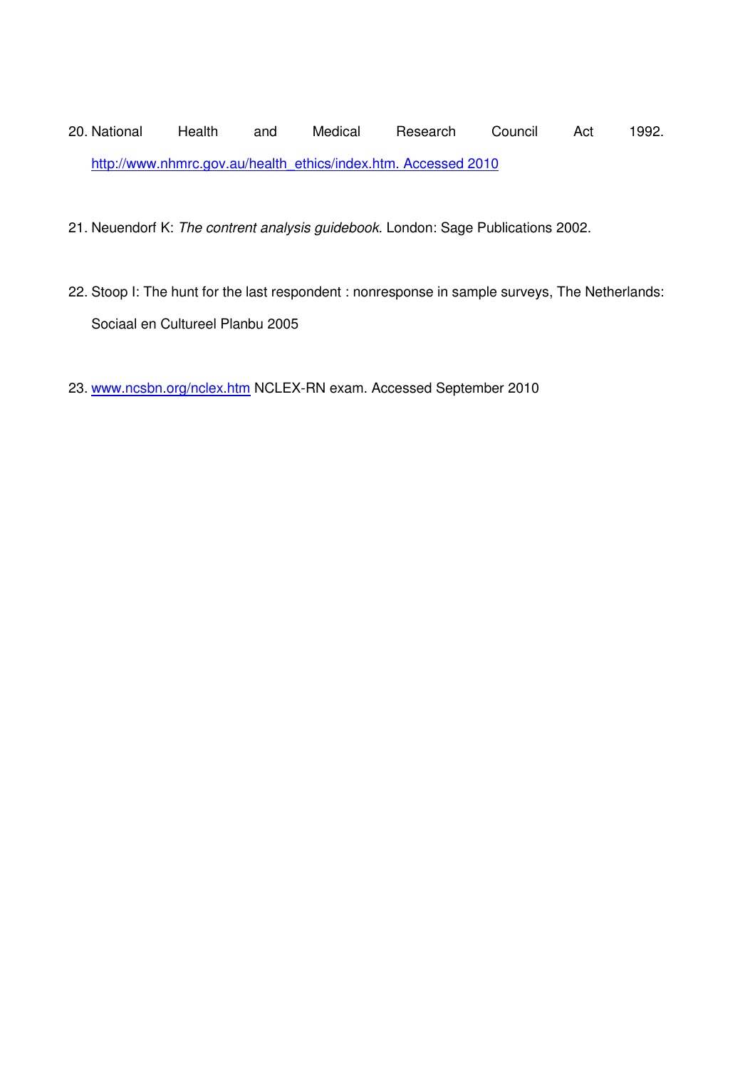20. National Health and Medical Research Council Act 1992. http://www.nhmrc.gov.au/health_ethics/index.htm. Accessed 2010

21. Neuendorf K: *The contrent analysis guidebook.* London: Sage Publications 2002.

22. Stoop I: The hunt for the last respondent : nonresponse in sample surveys, The Netherlands: Sociaal en Cultureel Planbu 2005

23. www.ncsbn.org/nclex.htm NCLEX-RN exam. Accessed September 2010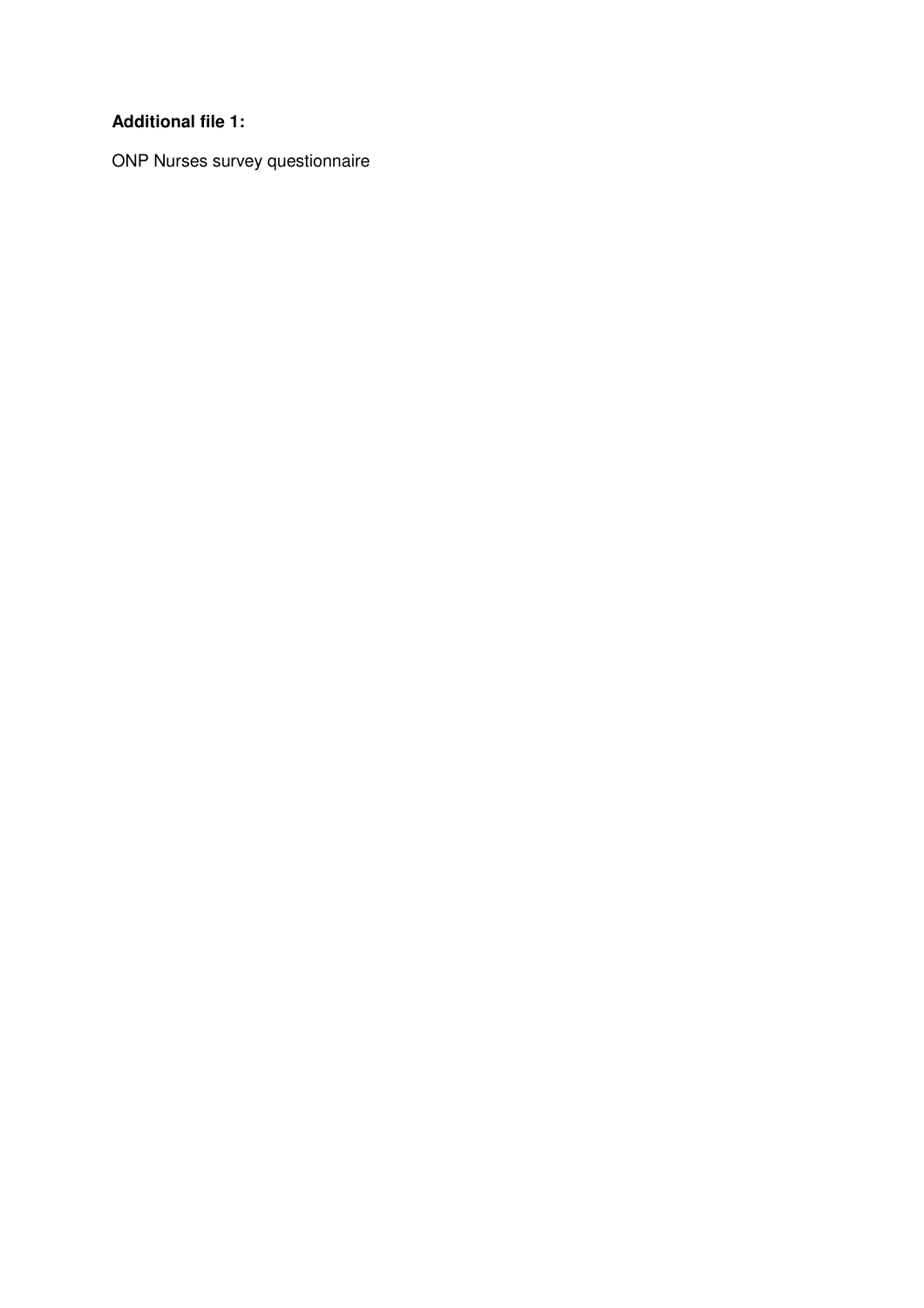**Additional file 1:**

ONP Nurses survey questionnaire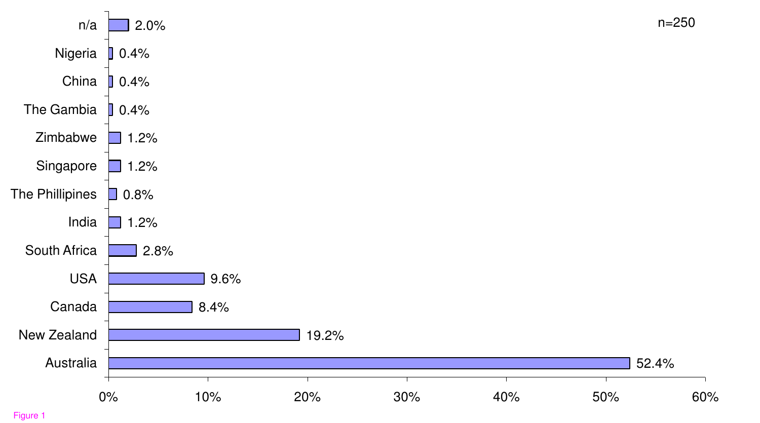n=250

| Country | Percentage |
| --- | --- |
| n/a | 2.0% |
| Nigeria | 0.4% |
| China | 0.4% |
| The Gambia | 0.4% |
| Zimbabwe | 1.2% |
| Singapore | 1.2% |
| The Phillipines | 0.8% |
| India | 1.2% |
| South Africa | 2.8% |
| USA | 9.6% |
| Canada | 8.4% |
| New Zealand | 19.2% |
| Australia | 52.4% |

Figure 1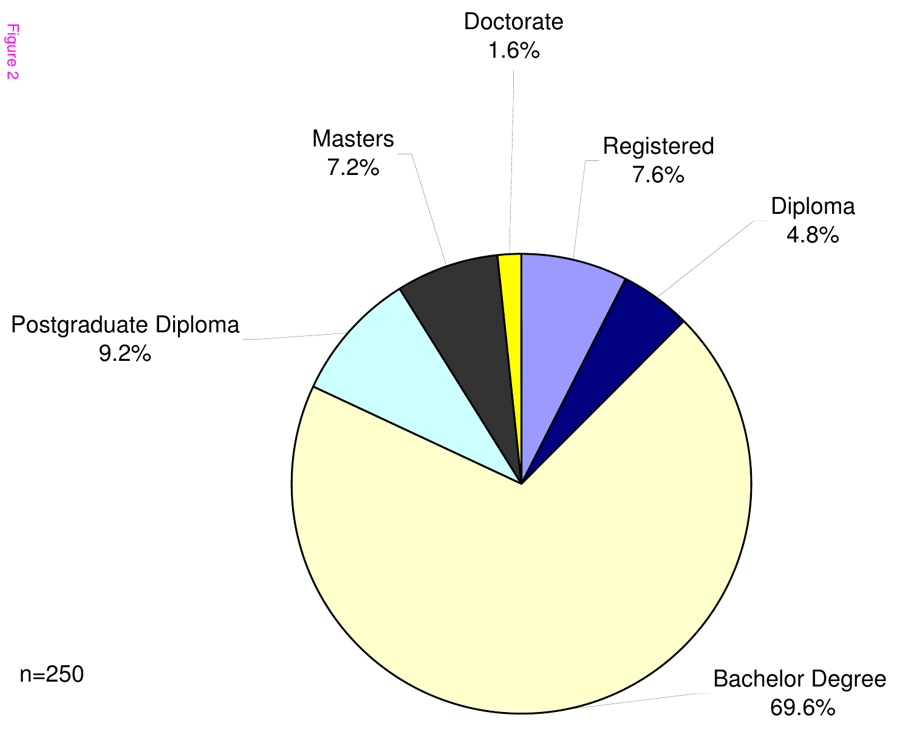Figure 2

Doctorate
1.6%

Masters
7.2%

Registered
7.6%

Diploma
4.8%

Postgraduate Diploma
9.2%

Bachelor Degree
69.6%

n=250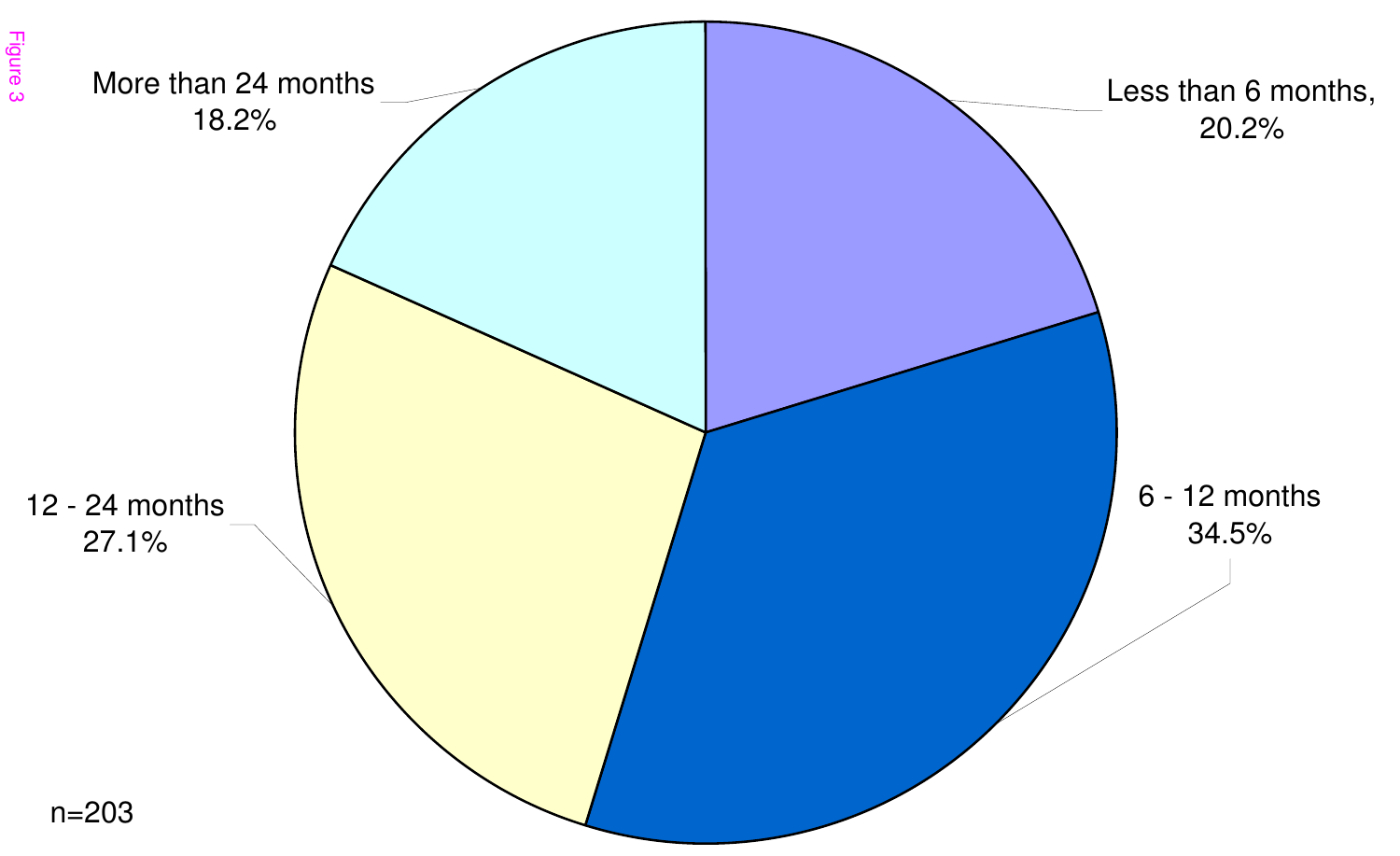Figure 3

More than 24 months 18.2%

Less than 6 months, 20.2%

6 - 12 months 34.5%

12 - 24 months 27.1%

n=203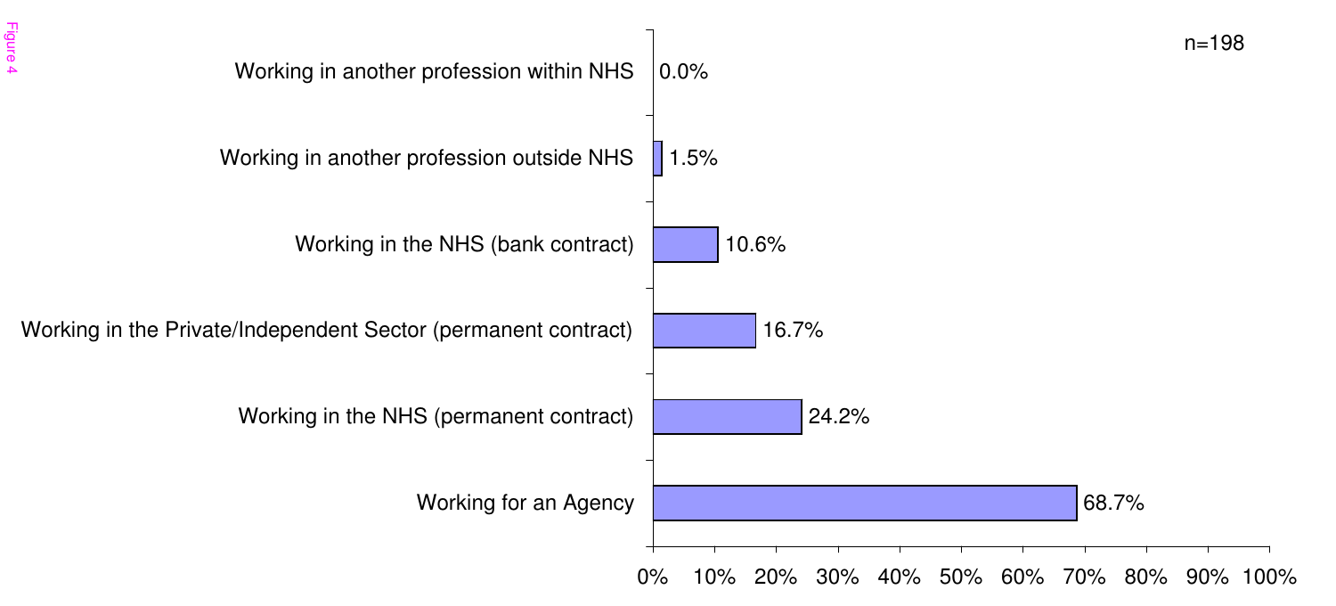Figure 4

n=198

| Category | Percentage |
|---|---|
| Working in another profession within NHS | 0.0% |
| Working in another profession outside NHS | 1.5% |
| Working in the NHS (bank contract) | 10.6% |
| Working in the Private/Independent Sector (permanent contract) | 16.7% |
| Working in the NHS (permanent contract) | 24.2% |
| Working for an Agency | 68.7% |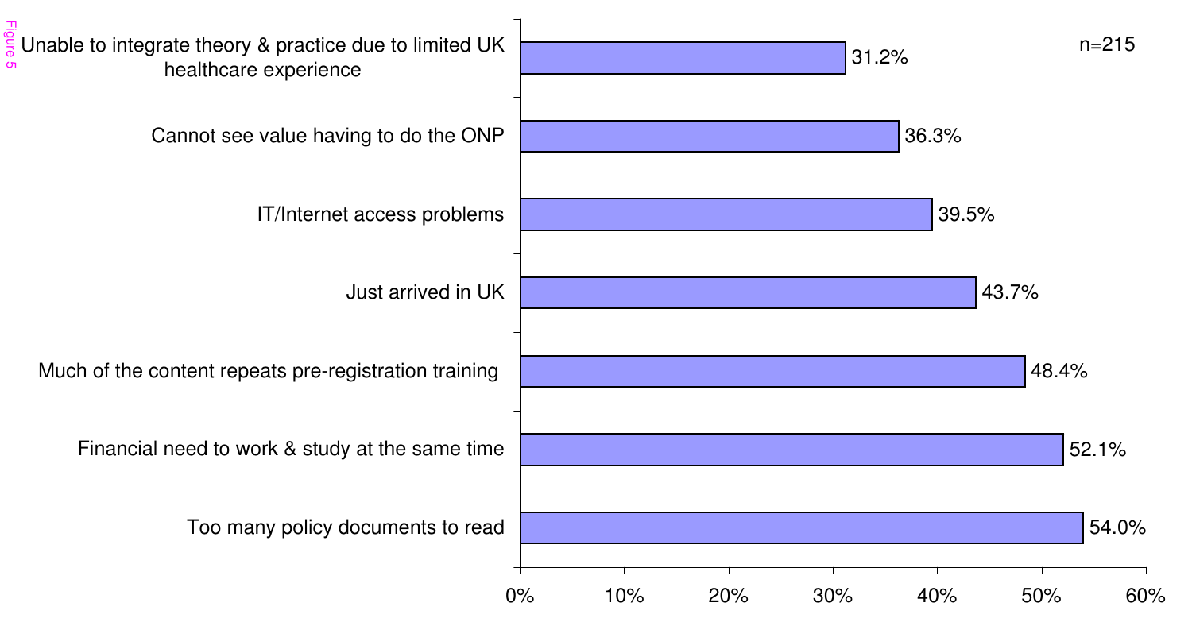Figure 5

n=215

| Reason | Percentage |
| --- | --- |
| Unable to integrate theory & practice due to limited UK healthcare experience | 31.2% |
| Cannot see value having to do the ONP | 36.3% |
| IT/Internet access problems | 39.5% |
| Just arrived in UK | 43.7% |
| Much of the content repeats pre-registration training | 48.4% |
| Financial need to work & study at the same time | 52.1% |
| Too many policy documents to read | 54.0% |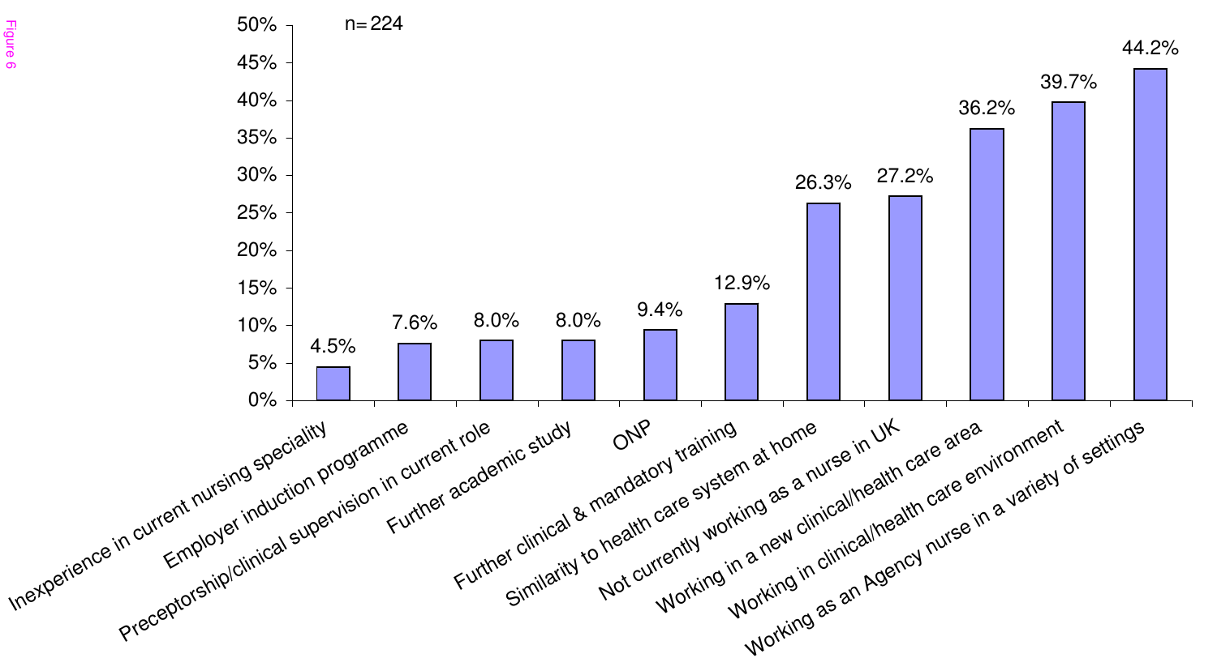Figure 6

n=224

| Category | Percentage |
| --- | --- |
| Inexperience in current nursing speciality | 4.5% |
| Employer induction programme | 7.6% |
| Preceptorship/clinical supervision in current role | 8.0% |
| Further academic study | 8.0% |
| ONP | 9.4% |
| Further clinical & mandatory training | 12.9% |
| Similarity to health care system at home | 26.3% |
| Not currently working as a nurse in UK | 27.2% |
| Working in a new clinical/health care area | 36.2% |
| Working in clinical/health care environment | 39.7% |
| Working as an Agency nurse in a variety of settings | 44.2% |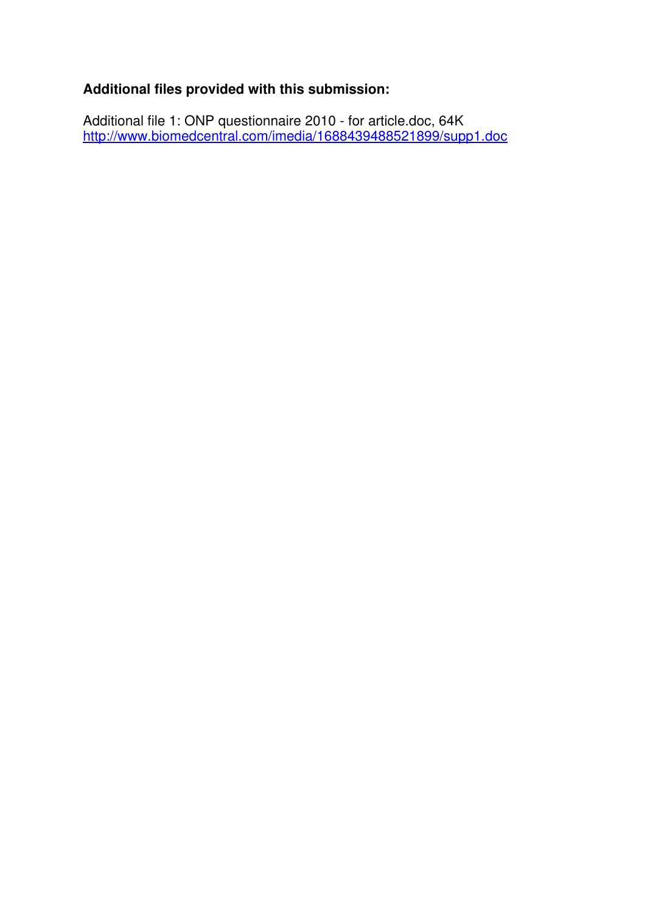**Additional files provided with this submission:**

Additional file 1: ONP questionnaire 2010 - for article.doc, 64K
http://www.biomedcentral.com/imedia/1688439488521899/supp1.doc